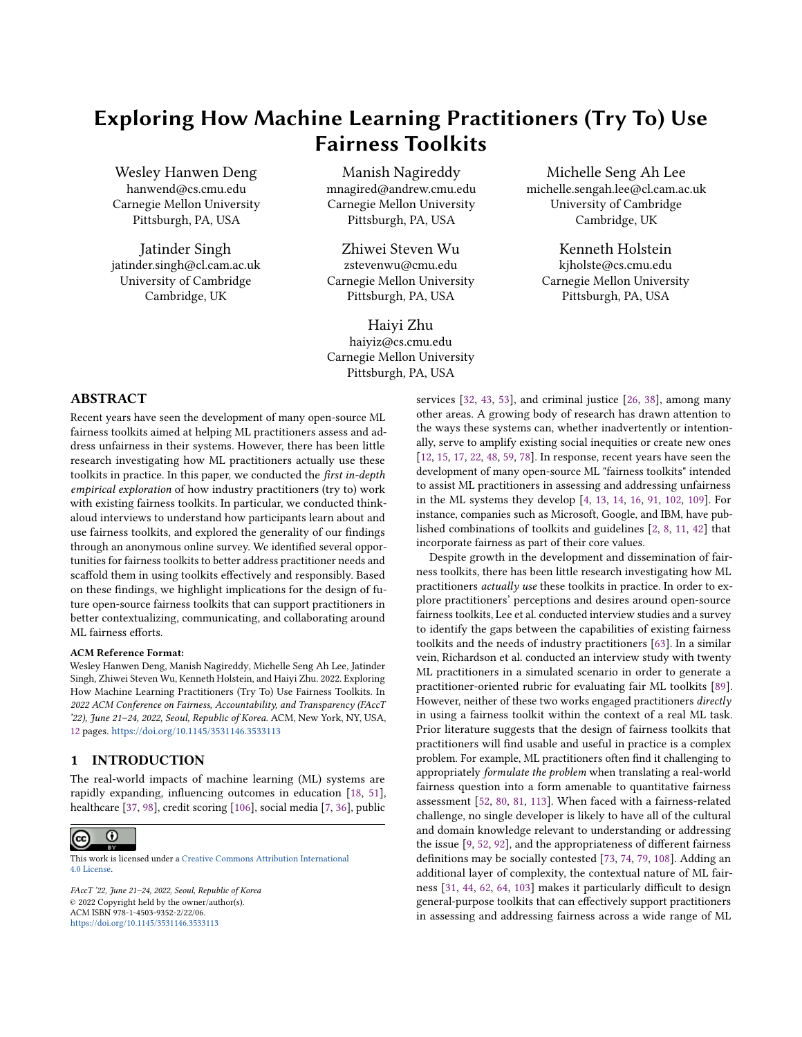# Exploring How Machine Learning Practitioners (Try To) Use Fairness Toolkits

Wesley Hanwen Deng
hanwend@cs.cmu.edu
Carnegie Mellon University
Pittsburgh, PA, USA

Manish Nagireddy
mnagired@andrew.cmu.edu
Carnegie Mellon University
Pittsburgh, PA, USA

Michelle Seng Ah Lee
michelle.sengah.lee@cl.cam.ac.uk
University of Cambridge
Cambridge, UK

Jatinder Singh
jatinder.singh@cl.cam.ac.uk
University of Cambridge
Cambridge, UK

Zhiwei Steven Wu
zstevenwu@cmu.edu
Carnegie Mellon University
Pittsburgh, PA, USA

Kenneth Holstein
kjholste@cs.cmu.edu
Carnegie Mellon University
Pittsburgh, PA, USA

Haiyi Zhu
haiyiz@cs.cmu.edu
Carnegie Mellon University
Pittsburgh, PA, USA

## ABSTRACT

Recent years have seen the development of many open-source ML fairness toolkits aimed at helping ML practitioners assess and address unfairness in their systems. However, there has been little research investigating how ML practitioners actually use these toolkits in practice. In this paper, we conducted the *first in-depth empirical exploration* of how industry practitioners (try to) work with existing fairness toolkits. In particular, we conducted think-aloud interviews to understand how participants learn about and use fairness toolkits, and explored the generality of our findings through an anonymous online survey. We identified several opportunities for fairness toolkits to better address practitioner needs and scaffold them in using toolkits effectively and responsibly. Based on these findings, we highlight implications for the design of future open-source fairness toolkits that can support practitioners in better contextualizing, communicating, and collaborating around ML fairness efforts.

**ACM Reference Format:**
Wesley Hanwen Deng, Manish Nagireddy, Michelle Seng Ah Lee, Jatinder Singh, Zhiwei Steven Wu, Kenneth Holstein, and Haiyi Zhu. 2022. Exploring How Machine Learning Practitioners (Try To) Use Fairness Toolkits. In *2022 ACM Conference on Fairness, Accountability, and Transparency (FAccT '22), June 21–24, 2022, Seoul, Republic of Korea.* ACM, New York, NY, USA, 12 pages. https://doi.org/10.1145/3531146.3533113

## 1 INTRODUCTION

The real-world impacts of machine learning (ML) systems are rapidly expanding, influencing outcomes in education [18, 51], healthcare [37, 98], credit scoring [106], social media [7, 36], public services [32, 43, 53], and criminal justice [26, 38], among many other areas. A growing body of research has drawn attention to the ways these systems can, whether inadvertently or intentionally, serve to amplify existing social inequities or create new ones [12, 15, 17, 22, 48, 59, 78]. In response, recent years have seen the development of many open-source ML "fairness toolkits" intended to assist ML practitioners in assessing and addressing unfairness in the ML systems they develop [4, 13, 14, 16, 91, 102, 109]. For instance, companies such as Microsoft, Google, and IBM, have published combinations of toolkits and guidelines [2, 8, 11, 42] that incorporate fairness as part of their core values.

Despite growth in the development and dissemination of fairness toolkits, there has been little research investigating how ML practitioners *actually use* these toolkits in practice. In order to explore practitioners' perceptions and desires around open-source fairness toolkits, Lee et al. conducted interview studies and a survey to identify the gaps between the capabilities of existing fairness toolkits and the needs of industry practitioners [63]. In a similar vein, Richardson et al. conducted an interview study with twenty ML practitioners in a simulated scenario in order to generate a practitioner-oriented rubric for evaluating fair ML toolkits [89]. However, neither of these two works engaged practitioners *directly* in using a fairness toolkit within the context of a real ML task. Prior literature suggests that the design of fairness toolkits that practitioners will find usable and useful in practice is a complex problem. For example, ML practitioners often find it challenging to appropriately *formulate the problem* when translating a real-world fairness question into a form amenable to quantitative fairness assessment [52, 80, 81, 113]. When faced with a fairness-related challenge, no single developer is likely to have all of the cultural and domain knowledge relevant to understanding or addressing the issue [9, 52, 92], and the appropriateness of different fairness definitions may be socially contested [73, 74, 79, 108]. Adding an additional layer of complexity, the contextual nature of ML fairness [31, 44, 62, 64, 103] makes it particularly difficult to design general-purpose toolkits that can effectively support practitioners in assessing and addressing fairness across a wide range of ML

This work is licensed under a Creative Commons Attribution International 4.0 License.

*FAccT '22, June 21–24, 2022, Seoul, Republic of Korea*
© 2022 Copyright held by the owner/author(s).
ACM ISBN 978-1-4503-9352-2/22/06.
https://doi.org/10.1145/3531146.3533113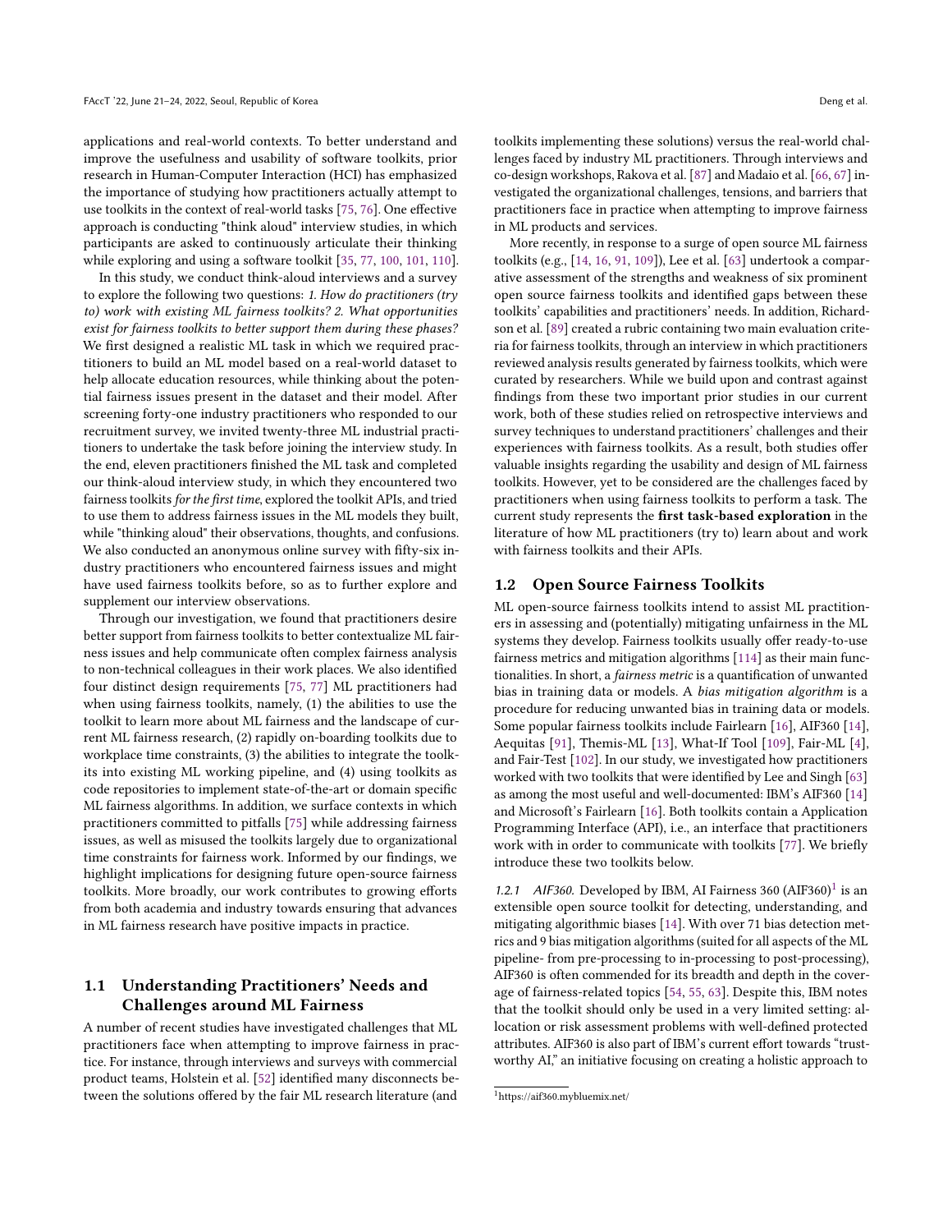applications and real-world contexts. To better understand and improve the usefulness and usability of software toolkits, prior research in Human-Computer Interaction (HCI) has emphasized the importance of studying how practitioners actually attempt to use toolkits in the context of real-world tasks [75, 76]. One effective approach is conducting "think aloud" interview studies, in which participants are asked to continuously articulate their thinking while exploring and using a software toolkit [35, 77, 100, 101, 110].

In this study, we conduct think-aloud interviews and a survey to explore the following two questions: *1. How do practitioners (try to) work with existing ML fairness toolkits? 2. What opportunities exist for fairness toolkits to better support them during these phases?* We first designed a realistic ML task in which we required practitioners to build an ML model based on a real-world dataset to help allocate education resources, while thinking about the potential fairness issues present in the dataset and their model. After screening forty-one industry practitioners who responded to our recruitment survey, we invited twenty-three ML industrial practitioners to undertake the task before joining the interview study. In the end, eleven practitioners finished the ML task and completed our think-aloud interview study, in which they encountered two fairness toolkits *for the first time*, explored the toolkit APIs, and tried to use them to address fairness issues in the ML models they built, while "thinking aloud" their observations, thoughts, and confusions. We also conducted an anonymous online survey with fifty-six industry practitioners who encountered fairness issues and might have used fairness toolkits before, so as to further explore and supplement our interview observations.

Through our investigation, we found that practitioners desire better support from fairness toolkits to better contextualize ML fairness issues and help communicate often complex fairness analysis to non-technical colleagues in their work places. We also identified four distinct design requirements [75, 77] ML practitioners had when using fairness toolkits, namely, (1) the abilities to use the toolkit to learn more about ML fairness and the landscape of current ML fairness research, (2) rapidly on-boarding toolkits due to workplace time constraints, (3) the abilities to integrate the toolkits into existing ML working pipeline, and (4) using toolkits as code repositories to implement state-of-the-art or domain specific ML fairness algorithms. In addition, we surface contexts in which practitioners committed to pitfalls [75] while addressing fairness issues, as well as misused the toolkits largely due to organizational time constraints for fairness work. Informed by our findings, we highlight implications for designing future open-source fairness toolkits. More broadly, our work contributes to growing efforts from both academia and industry towards ensuring that advances in ML fairness research have positive impacts in practice.

## 1.1 Understanding Practitioners' Needs and Challenges around ML Fairness

A number of recent studies have investigated challenges that ML practitioners face when attempting to improve fairness in practice. For instance, through interviews and surveys with commercial product teams, Holstein et al. [52] identified many disconnects between the solutions offered by the fair ML research literature (and toolkits implementing these solutions) versus the real-world challenges faced by industry ML practitioners. Through interviews and co-design workshops, Rakova et al. [87] and Madaio et al. [66, 67] investigated the organizational challenges, tensions, and barriers that practitioners face in practice when attempting to improve fairness in ML products and services.

More recently, in response to a surge of open source ML fairness toolkits (e.g., [14, 16, 91, 109]), Lee et al. [63] undertook a comparative assessment of the strengths and weakness of six prominent open source fairness toolkits and identified gaps between these toolkits' capabilities and practitioners' needs. In addition, Richardson et al. [89] created a rubric containing two main evaluation criteria for fairness toolkits, through an interview in which practitioners reviewed analysis results generated by fairness toolkits, which were curated by researchers. While we build upon and contrast against findings from these two important prior studies in our current work, both of these studies relied on retrospective interviews and survey techniques to understand practitioners' challenges and their experiences with fairness toolkits. As a result, both studies offer valuable insights regarding the usability and design of ML fairness toolkits. However, yet to be considered are the challenges faced by practitioners when using fairness toolkits to perform a task. The current study represents the **first task-based exploration** in the literature of how ML practitioners (try to) learn about and work with fairness toolkits and their APIs.

## 1.2 Open Source Fairness Toolkits

ML open-source fairness toolkits intend to assist ML practitioners in assessing and (potentially) mitigating unfairness in the ML systems they develop. Fairness toolkits usually offer ready-to-use fairness metrics and mitigation algorithms [114] as their main functionalities. In short, a *fairness metric* is a quantification of unwanted bias in training data or models. A *bias mitigation algorithm* is a procedure for reducing unwanted bias in training data or models. Some popular fairness toolkits include Fairlearn [16], AIF360 [14], Aequitas [91], Themis-ML [13], What-If Tool [109], Fair-ML [4], and Fair-Test [102]. In our study, we investigated how practitioners worked with two toolkits that were identified by Lee and Singh [63] as among the most useful and well-documented: IBM's AIF360 [14] and Microsoft's Fairlearn [16]. Both toolkits contain a Application Programming Interface (API), i.e., an interface that practitioners work with in order to communicate with toolkits [77]. We briefly introduce these two toolkits below.

*1.2.1 AIF360.* Developed by IBM, AI Fairness 360 (AIF360)[1] is an extensible open source toolkit for detecting, understanding, and mitigating algorithmic biases [14]. With over 71 bias detection metrics and 9 bias mitigation algorithms (suited for all aspects of the ML pipeline- from pre-processing to in-processing to post-processing), AIF360 is often commended for its breadth and depth in the coverage of fairness-related topics [54, 55, 63]. Despite this, IBM notes that the toolkit should only be used in a very limited setting: allocation or risk assessment problems with well-defined protected attributes. AIF360 is also part of IBM's current effort towards "trustworthy AI," an initiative focusing on creating a holistic approach to

[1] https://aif360.mybluemix.net/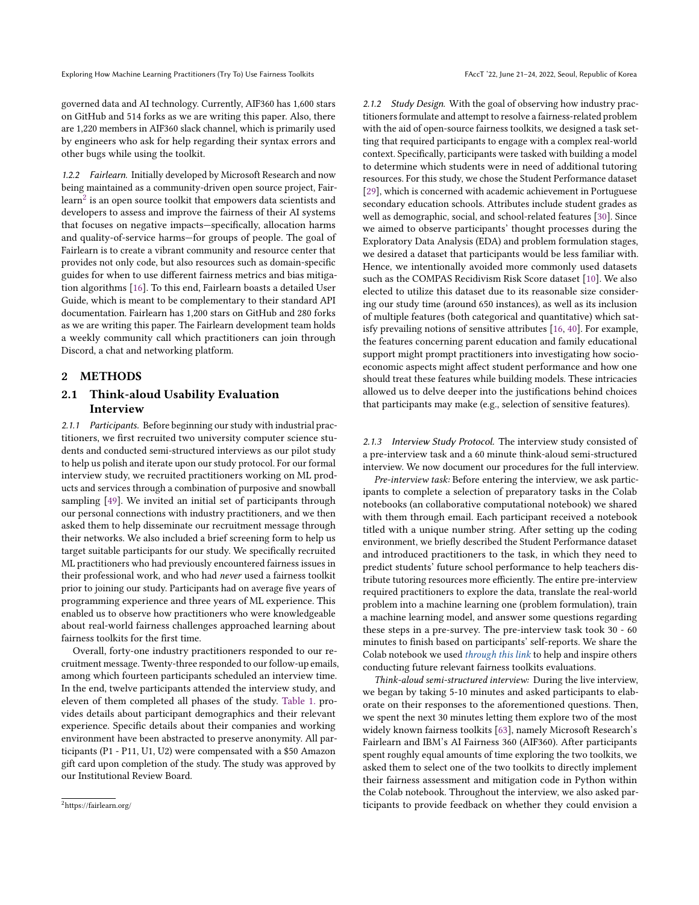governed data and AI technology. Currently, AIF360 has 1,600 stars on GitHub and 514 forks as we are writing this paper. Also, there are 1,220 members in AIF360 slack channel, which is primarily used by engineers who ask for help regarding their syntax errors and other bugs while using the toolkit.

*1.2.2 Fairlearn.* Initially developed by Microsoft Research and now being maintained as a community-driven open source project, Fairlearn[2] is an open source toolkit that empowers data scientists and developers to assess and improve the fairness of their AI systems that focuses on negative impacts—specifically, allocation harms and quality-of-service harms—for groups of people. The goal of Fairlearn is to create a vibrant community and resource center that provides not only code, but also resources such as domain-specific guides for when to use different fairness metrics and bias mitigation algorithms [16]. To this end, Fairlearn boasts a detailed User Guide, which is meant to be complementary to their standard API documentation. Fairlearn has 1,200 stars on GitHub and 280 forks as we are writing this paper. The Fairlearn development team holds a weekly community call which practitioners can join through Discord, a chat and networking platform.

## 2 METHODS

### 2.1 Think-aloud Usability Evaluation Interview

*2.1.1 Participants.* Before beginning our study with industrial practitioners, we first recruited two university computer science students and conducted semi-structured interviews as our pilot study to help us polish and iterate upon our study protocol. For our formal interview study, we recruited practitioners working on ML products and services through a combination of purposive and snowball sampling [49]. We invited an initial set of participants through our personal connections with industry practitioners, and we then asked them to help disseminate our recruitment message through their networks. We also included a brief screening form to help us target suitable participants for our study. We specifically recruited ML practitioners who had previously encountered fairness issues in their professional work, and who had *never* used a fairness toolkit prior to joining our study. Participants had on average five years of programming experience and three years of ML experience. This enabled us to observe how practitioners who were knowledgeable about real-world fairness challenges approached learning about fairness toolkits for the first time.

Overall, forty-one industry practitioners responded to our recruitment message. Twenty-three responded to our follow-up emails, among which fourteen participants scheduled an interview time. In the end, twelve participants attended the interview study, and eleven of them completed all phases of the study. Table 1. provides details about participant demographics and their relevant experience. Specific details about their companies and working environment have been abstracted to preserve anonymity. All participants (P1 - P11, U1, U2) were compensated with a $50 Amazon gift card upon completion of the study. The study was approved by our Institutional Review Board.

*2.1.2 Study Design.* With the goal of observing how industry practitioners formulate and attempt to resolve a fairness-related problem with the aid of open-source fairness toolkits, we designed a task setting that required participants to engage with a complex real-world context. Specifically, participants were tasked with building a model to determine which students were in need of additional tutoring resources. For this study, we chose the Student Performance dataset [29], which is concerned with academic achievement in Portuguese secondary education schools. Attributes include student grades as well as demographic, social, and school-related features [30]. Since we aimed to observe participants' thought processes during the Exploratory Data Analysis (EDA) and problem formulation stages, we desired a dataset that participants would be less familiar with. Hence, we intentionally avoided more commonly used datasets such as the COMPAS Recidivism Risk Score dataset [10]. We also elected to utilize this dataset due to its reasonable size considering our study time (around 650 instances), as well as its inclusion of multiple features (both categorical and quantitative) which satisfy prevailing notions of sensitive attributes [16, 40]. For example, the features concerning parent education and family educational support might prompt practitioners into investigating how socio-economic aspects might affect student performance and how one should treat these features while building models. These intricacies allowed us to delve deeper into the justifications behind choices that participants may make (e.g., selection of sensitive features).

*2.1.3 Interview Study Protocol.* The interview study consisted of a pre-interview task and a 60 minute think-aloud semi-structured interview. We now document our procedures for the full interview.

*Pre-interview task:* Before entering the interview, we ask participants to complete a selection of preparatory tasks in the Colab notebooks (an collaborative computational notebook) we shared with them through email. Each participant received a notebook titled with a unique number string. After setting up the coding environment, we briefly described the Student Performance dataset and introduced practitioners to the task, in which they need to predict students' future school performance to help teachers distribute tutoring resources more efficiently. The entire pre-interview required practitioners to explore the data, translate the real-world problem into a machine learning one (problem formulation), train a machine learning model, and answer some questions regarding these steps in a pre-survey. The pre-interview task took 30 - 60 minutes to finish based on participants' self-reports. We share the Colab notebook we used *through this link* to help and inspire others conducting future relevant fairness toolkits evaluations.

*Think-aloud semi-structured interview:* During the live interview, we began by taking 5-10 minutes and asked participants to elaborate on their responses to the aforementioned questions. Then, we spent the next 30 minutes letting them explore two of the most widely known fairness toolkits [63], namely Microsoft Research's Fairlearn and IBM's AI Fairness 360 (AIF360). After participants spent roughly equal amounts of time exploring the two toolkits, we asked them to select one of the two toolkits to directly implement their fairness assessment and mitigation code in Python within the Colab notebook. Throughout the interview, we also asked participants to provide feedback on whether they could envision a

[2] https://fairlearn.org/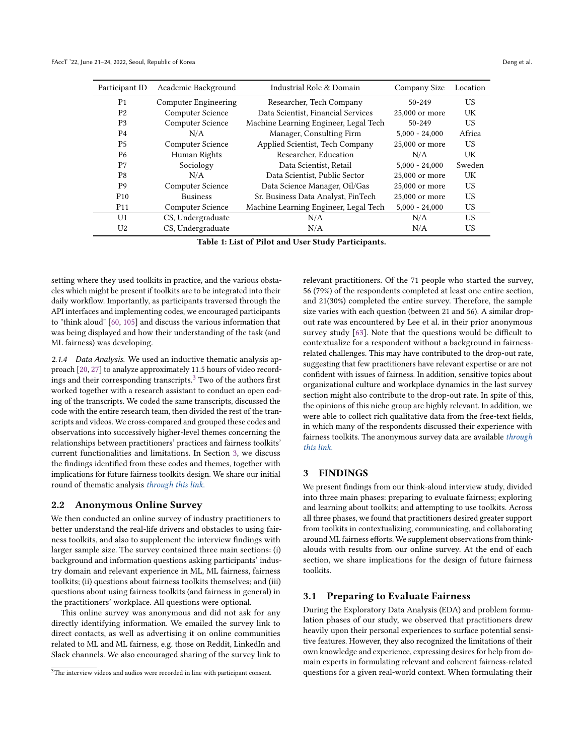| Participant ID | Academic Background | Industrial Role & Domain | Company Size | Location |
|---|---|---|---|---|
| P1 | Computer Engineering | Researcher, Tech Company | 50-249 | US |
| P2 | Computer Science | Data Scientist, Financial Services | 25,000 or more | UK |
| P3 | Computer Science | Machine Learning Engineer, Legal Tech | 50-249 | US |
| P4 | N/A | Manager, Consulting Firm | 5,000 - 24,000 | Africa |
| P5 | Computer Science | Applied Scientist, Tech Company | 25,000 or more | US |
| P6 | Human Rights | Researcher, Education | N/A | UK |
| P7 | Sociology | Data Scientist, Retail | 5,000 - 24,000 | Sweden |
| P8 | N/A | Data Scientist, Public Sector | 25,000 or more | UK |
| P9 | Computer Science | Data Science Manager, Oil/Gas | 25,000 or more | US |
| P10 | Business | Sr. Business Data Analyst, FinTech | 25,000 or more | US |
| P11 | Computer Science | Machine Learning Engineer, Legal Tech | 5,000 - 24,000 | US |
| U1 | CS, Undergraduate | N/A | N/A | US |
| U2 | CS, Undergraduate | N/A | N/A | US |

**Table 1: List of Pilot and User Study Participants.**

setting where they used toolkits in practice, and the various obstacles which might be present if toolkits are to be integrated into their daily workflow. Importantly, as participants traversed through the API interfaces and implementing codes, we encouraged participants to "think aloud" [60, 105] and discuss the various information that was being displayed and how their understanding of the task (and ML fairness) was developing.

*2.1.4 Data Analysis.* We used an inductive thematic analysis approach [20, 27] to analyze approximately 11.5 hours of video recordings and their corresponding transcripts.[3] Two of the authors first worked together with a research assistant to conduct an open coding of the transcripts. We coded the same transcripts, discussed the code with the entire research team, then divided the rest of the transcripts and videos. We cross-compared and grouped these codes and observations into successively higher-level themes concerning the relationships between practitioners' practices and fairness toolkits' current functionalities and limitations. In Section 3, we discuss the findings identified from these codes and themes, together with implications for future fairness toolkits design. We share our initial round of thematic analysis *through this link.*

## 2.2 Anonymous Online Survey

We then conducted an online survey of industry practitioners to better understand the real-life drivers and obstacles to using fairness toolkits, and also to supplement the interview findings with larger sample size. The survey contained three main sections: (i) background and information questions asking participants' industry domain and relevant experience in ML, ML fairness, fairness toolkits; (ii) questions about fairness toolkits themselves; and (iii) questions about using fairness toolkits (and fairness in general) in the practitioners' workplace. All questions were optional.

This online survey was anonymous and did not ask for any directly identifying information. We emailed the survey link to direct contacts, as well as advertising it on online communities related to ML and ML fairness, e.g. those on Reddit, LinkedIn and Slack channels. We also encouraged sharing of the survey link to relevant practitioners. Of the 71 people who started the survey, 56 (79%) of the respondents completed at least one entire section, and 21(30%) completed the entire survey. Therefore, the sample size varies with each question (between 21 and 56). A similar dropout rate was encountered by Lee et al. in their prior anonymous survey study [63]. Note that the questions would be difficult to contextualize for a respondent without a background in fairness-related challenges. This may have contributed to the drop-out rate, suggesting that few practitioners have relevant expertise or are not confident with issues of fairness. In addition, sensitive topics about organizational culture and workplace dynamics in the last survey section might also contribute to the drop-out rate. In spite of this, the opinions of this niche group are highly relevant. In addition, we were able to collect rich qualitative data from the free-text fields, in which many of the respondents discussed their experience with fairness toolkits. The anonymous survey data are available *through this link.*

[3] The interview videos and audios were recorded in line with participant consent.

# 3 FINDINGS

We present findings from our think-aloud interview study, divided into three main phases: preparing to evaluate fairness; exploring and learning about toolkits; and attempting to use toolkits. Across all three phases, we found that practitioners desired greater support from toolkits in contextualizing, communicating, and collaborating around ML fairness efforts. We supplement observations from think-alouds with results from our online survey. At the end of each section, we share implications for the design of future fairness toolkits.

## 3.1 Preparing to Evaluate Fairness

During the Exploratory Data Analysis (EDA) and problem formulation phases of our study, we observed that practitioners drew heavily upon their personal experiences to surface potential sensitive features. However, they also recognized the limitations of their own knowledge and experience, expressing desires for help from domain experts in formulating relevant and coherent fairness-related questions for a given real-world context. When formulating their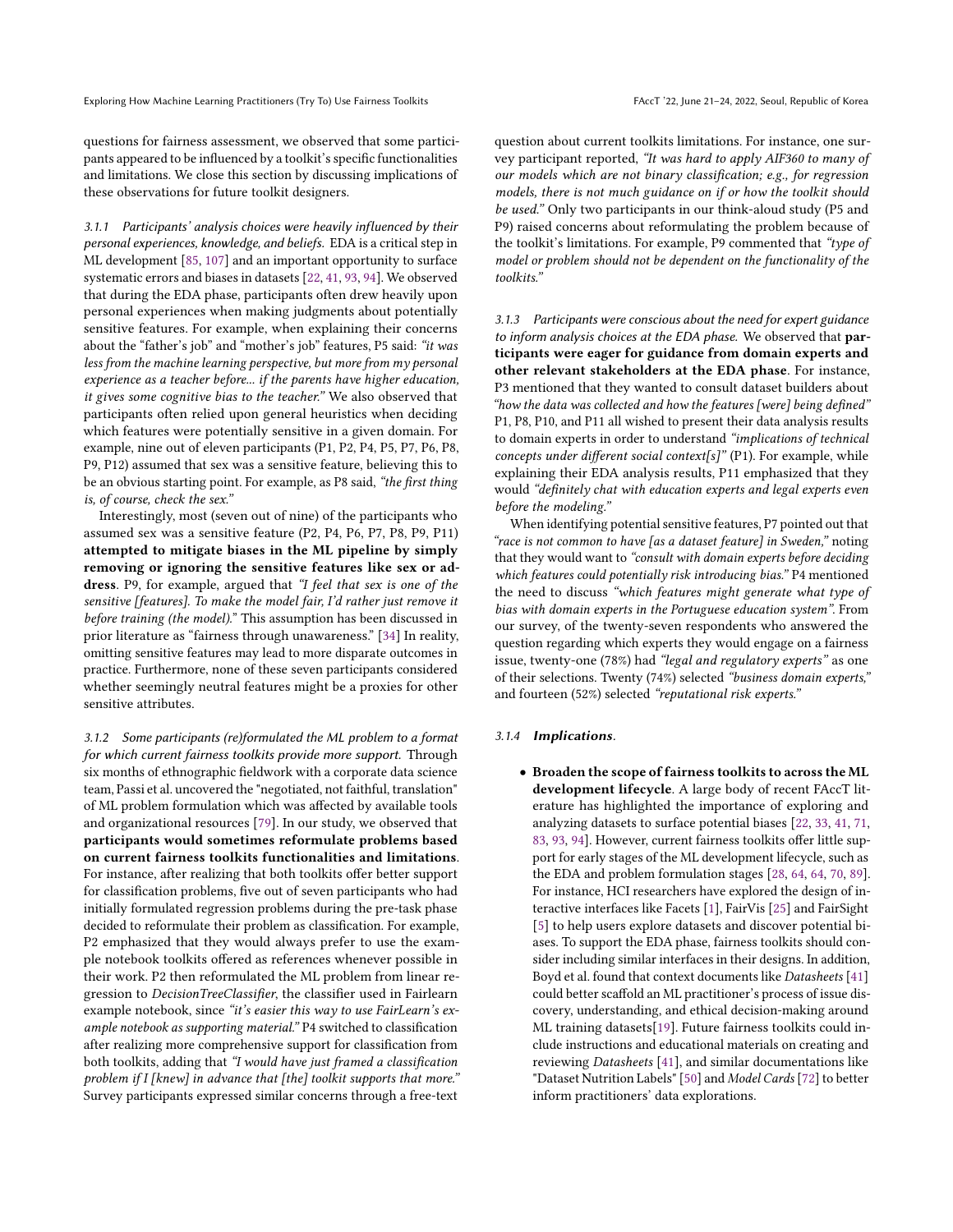questions for fairness assessment, we observed that some participants appeared to be influenced by a toolkit's specific functionalities and limitations. We close this section by discussing implications of these observations for future toolkit designers.

#### 3.1.1 *Participants' analysis choices were heavily influenced by their personal experiences, knowledge, and beliefs.*

EDA is a critical step in ML development [85, 107] and an important opportunity to surface systematic errors and biases in datasets [22, 41, 93, 94]. We observed that during the EDA phase, participants often drew heavily upon personal experiences when making judgments about potentially sensitive features. For example, when explaining their concerns about the "father's job" and "mother's job" features, P5 said: *"it was less from the machine learning perspective, but more from my personal experience as a teacher before... if the parents have higher education, it gives some cognitive bias to the teacher."* We also observed that participants often relied upon general heuristics when deciding which features were potentially sensitive in a given domain. For example, nine out of eleven participants (P1, P2, P4, P5, P7, P6, P8, P9, P12) assumed that sex was a sensitive feature, believing this to be an obvious starting point. For example, as P8 said, *"the first thing is, of course, check the sex."*

Interestingly, most (seven out of nine) of the participants who assumed sex was a sensitive feature (P2, P4, P6, P7, P8, P9, P11) **attempted to mitigate biases in the ML pipeline by simply removing or ignoring the sensitive features like sex or address**. P9, for example, argued that *"I feel that sex is one of the sensitive [features]. To make the model fair, I'd rather just remove it before training (the model)."* This assumption has been discussed in prior literature as "fairness through unawareness." [34] In reality, omitting sensitive features may lead to more disparate outcomes in practice. Furthermore, none of these seven participants considered whether seemingly neutral features might be a proxies for other sensitive attributes.

#### 3.1.2 *Some participants (re)formulated the ML problem to a format for which current fairness toolkits provide more support.*

Through six months of ethnographic fieldwork with a corporate data science team, Passi et al. uncovered the "negotiated, not faithful, translation" of ML problem formulation which was affected by available tools and organizational resources [79]. In our study, we observed that **participants would sometimes reformulate problems based on current fairness toolkits functionalities and limitations**. For instance, after realizing that both toolkits offer better support for classification problems, five out of seven participants who had initially formulated regression problems during the pre-task phase decided to reformulate their problem as classification. For example, P2 emphasized that they would always prefer to use the example notebook toolkits offered as references whenever possible in their work. P2 then reformulated the ML problem from linear regression to *DecisionTreeClassifier*, the classifier used in Fairlearn example notebook, since *"it's easier this way to use FairLearn's example notebook as supporting material."* P4 switched to classification after realizing more comprehensive support for classification from both toolkits, adding that *"I would have just framed a classification problem if I [knew] in advance that [the] toolkit supports that more."* Survey participants expressed similar concerns through a free-text question about current toolkits limitations. For instance, one survey participant reported, *"It was hard to apply AIF360 to many of our models which are not binary classification; e.g., for regression models, there is not much guidance on if or how the toolkit should be used."* Only two participants in our think-aloud study (P5 and P9) raised concerns about reformulating the problem because of the toolkit's limitations. For example, P9 commented that *"type of model or problem should not be dependent on the functionality of the toolkits."*

#### 3.1.3 *Participants were conscious about the need for expert guidance to inform analysis choices at the EDA phase.*

We observed that **participants were eager for guidance from domain experts and other relevant stakeholders at the EDA phase**. For instance, P3 mentioned that they wanted to consult dataset builders about *"how the data was collected and how the features [were] being defined"* P1, P8, P10, and P11 all wished to present their data analysis results to domain experts in order to understand *"implications of technical concepts under different social context[s]"* (P1). For example, while explaining their EDA analysis results, P11 emphasized that they would *"definitely chat with education experts and legal experts even before the modeling."*

When identifying potential sensitive features, P7 pointed out that *"race is not common to have [as a dataset feature] in Sweden,"* noting that they would want to *"consult with domain experts before deciding which features could potentially risk introducing bias."* P4 mentioned the need to discuss *"which features might generate what type of bias with domain experts in the Portuguese education system"*. From our survey, of the twenty-seven respondents who answered the question regarding which experts they would engage on a fairness issue, twenty-one (78%) had *"legal and regulatory experts"* as one of their selections. Twenty (74%) selected *"business domain experts,"* and fourteen (52%) selected *"reputational risk experts."*

#### 3.1.4 ***Implications***.

- **Broaden the scope of fairness toolkits to across the ML development lifecycle**. A large body of recent FAccT literature has highlighted the importance of exploring and analyzing datasets to surface potential biases [22, 33, 41, 71, 83, 93, 94]. However, current fairness toolkits offer little support for early stages of the ML development lifecycle, such as the EDA and problem formulation stages [28, 64, 64, 70, 89]. For instance, HCI researchers have explored the design of interactive interfaces like Facets [1], FairVis [25] and FairSight [5] to help users explore datasets and discover potential biases. To support the EDA phase, fairness toolkits should consider including similar interfaces in their designs. In addition, Boyd et al. found that context documents like *Datasheets* [41] could better scaffold an ML practitioner's process of issue discovery, understanding, and ethical decision-making around ML training datasets[19]. Future fairness toolkits could include instructions and educational materials on creating and reviewing *Datasheets* [41], and similar documentations like "Dataset Nutrition Labels" [50] and *Model Cards* [72] to better inform practitioners' data explorations.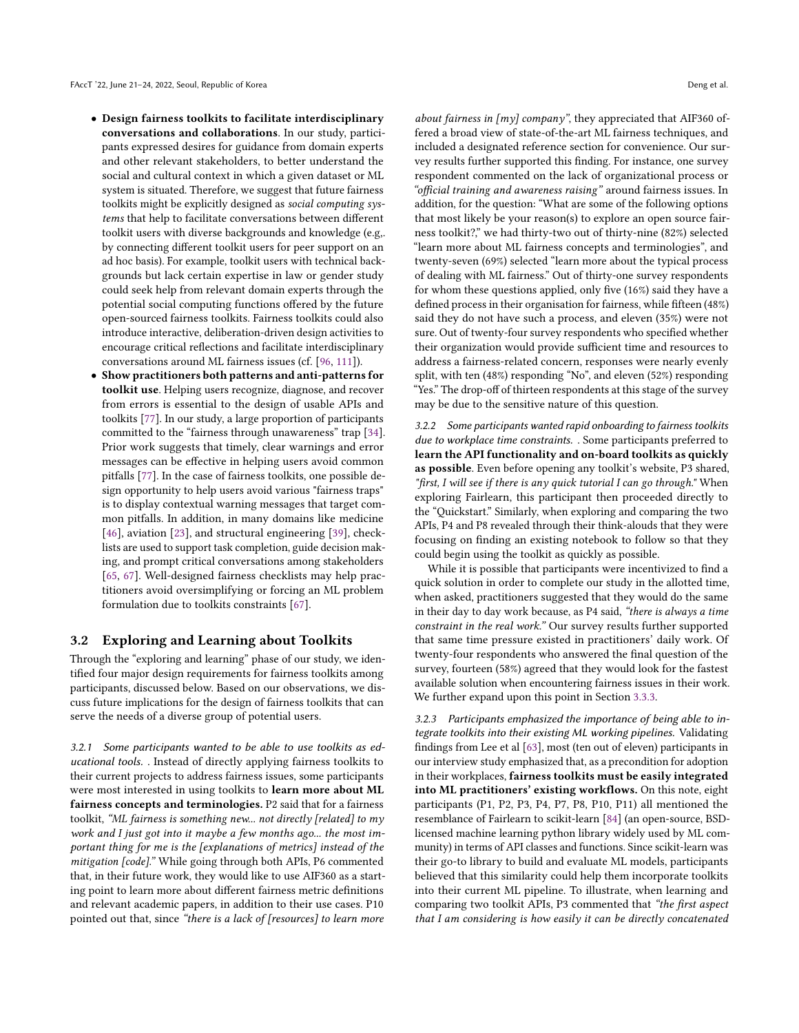- **Design fairness toolkits to facilitate interdisciplinary conversations and collaborations**. In our study, participants expressed desires for guidance from domain experts and other relevant stakeholders, to better understand the social and cultural context in which a given dataset or ML system is situated. Therefore, we suggest that future fairness toolkits might be explicitly designed as *social computing systems* that help to facilitate conversations between different toolkit users with diverse backgrounds and knowledge (e.g,. by connecting different toolkit users for peer support on an ad hoc basis). For example, toolkit users with technical backgrounds but lack certain expertise in law or gender study could seek help from relevant domain experts through the potential social computing functions offered by the future open-sourced fairness toolkits. Fairness toolkits could also introduce interactive, deliberation-driven design activities to encourage critical reflections and facilitate interdisciplinary conversations around ML fairness issues (cf. [96, 111]).
- **Show practitioners both patterns and anti-patterns for toolkit use**. Helping users recognize, diagnose, and recover from errors is essential to the design of usable APIs and toolkits [77]. In our study, a large proportion of participants committed to the "fairness through unawareness" trap [34]. Prior work suggests that timely, clear warnings and error messages can be effective in helping users avoid common pitfalls [77]. In the case of fairness toolkits, one possible design opportunity to help users avoid various "fairness traps" is to display contextual warning messages that target common pitfalls. In addition, in many domains like medicine [46], aviation [23], and structural engineering [39], checklists are used to support task completion, guide decision making, and prompt critical conversations among stakeholders [65, 67]. Well-designed fairness checklists may help practitioners avoid oversimplifying or forcing an ML problem formulation due to toolkits constraints [67].

## 3.2 Exploring and Learning about Toolkits

Through the "exploring and learning" phase of our study, we identified four major design requirements for fairness toolkits among participants, discussed below. Based on our observations, we discuss future implications for the design of fairness toolkits that can serve the needs of a diverse group of potential users.

*3.2.1 Some participants wanted to be able to use toolkits as educational tools.* . Instead of directly applying fairness toolkits to their current projects to address fairness issues, some participants were most interested in using toolkits to **learn more about ML fairness concepts and terminologies.** P2 said that for a fairness toolkit, *"ML fairness is something new... not directly [related] to my work and I just got into it maybe a few months ago... the most important thing for me is the [explanations of metrics] instead of the mitigation [code]."* While going through both APIs, P6 commented that, in their future work, they would like to use AIF360 as a starting point to learn more about different fairness metric definitions and relevant academic papers, in addition to their use cases. P10 pointed out that, since *"there is a lack of [resources] to learn more about fairness in [my] company"*, they appreciated that AIF360 offered a broad view of state-of-the-art ML fairness techniques, and included a designated reference section for convenience. Our survey results further supported this finding. For instance, one survey respondent commented on the lack of organizational process or *"official training and awareness raising"* around fairness issues. In addition, for the question: "What are some of the following options that most likely be your reason(s) to explore an open source fairness toolkit?," we had thirty-two out of thirty-nine (82%) selected "learn more about ML fairness concepts and terminologies", and twenty-seven (69%) selected "learn more about the typical process of dealing with ML fairness." Out of thirty-one survey respondents for whom these questions applied, only five (16%) said they have a defined process in their organisation for fairness, while fifteen (48%) said they do not have such a process, and eleven (35%) were not sure. Out of twenty-four survey respondents who specified whether their organization would provide sufficient time and resources to address a fairness-related concern, responses were nearly evenly split, with ten (48%) responding "No", and eleven (52%) responding "Yes." The drop-off of thirteen respondents at this stage of the survey may be due to the sensitive nature of this question.

*3.2.2 Some participants wanted rapid onboarding to fairness toolkits due to workplace time constraints.* . Some participants preferred to **learn the API functionality and on-board toolkits as quickly as possible**. Even before opening any toolkit's website, P3 shared, *"first, I will see if there is any quick tutorial I can go through."* When exploring Fairlearn, this participant then proceeded directly to the "Quickstart." Similarly, when exploring and comparing the two APIs, P4 and P8 revealed through their think-alouds that they were focusing on finding an existing notebook to follow so that they could begin using the toolkit as quickly as possible.

While it is possible that participants were incentivized to find a quick solution in order to complete our study in the allotted time, when asked, practitioners suggested that they would do the same in their day to day work because, as P4 said, *"there is always a time constraint in the real work."* Our survey results further supported that same time pressure existed in practitioners' daily work. Of twenty-four respondents who answered the final question of the survey, fourteen (58%) agreed that they would look for the fastest available solution when encountering fairness issues in their work. We further expand upon this point in Section 3.3.3.

*3.2.3 Participants emphasized the importance of being able to integrate toolkits into their existing ML working pipelines.* Validating findings from Lee et al [63], most (ten out of eleven) participants in our interview study emphasized that, as a precondition for adoption in their workplaces, **fairness toolkits must be easily integrated into ML practitioners' existing workflows.** On this note, eight participants (P1, P2, P3, P4, P7, P8, P10, P11) all mentioned the resemblance of Fairlearn to scikit-learn [84] (an open-source, BSD-licensed machine learning python library widely used by ML community) in terms of API classes and functions. Since scikit-learn was their go-to library to build and evaluate ML models, participants believed that this similarity could help them incorporate toolkits into their current ML pipeline. To illustrate, when learning and comparing two toolkit APIs, P3 commented that *"the first aspect that I am considering is how easily it can be directly concatenated*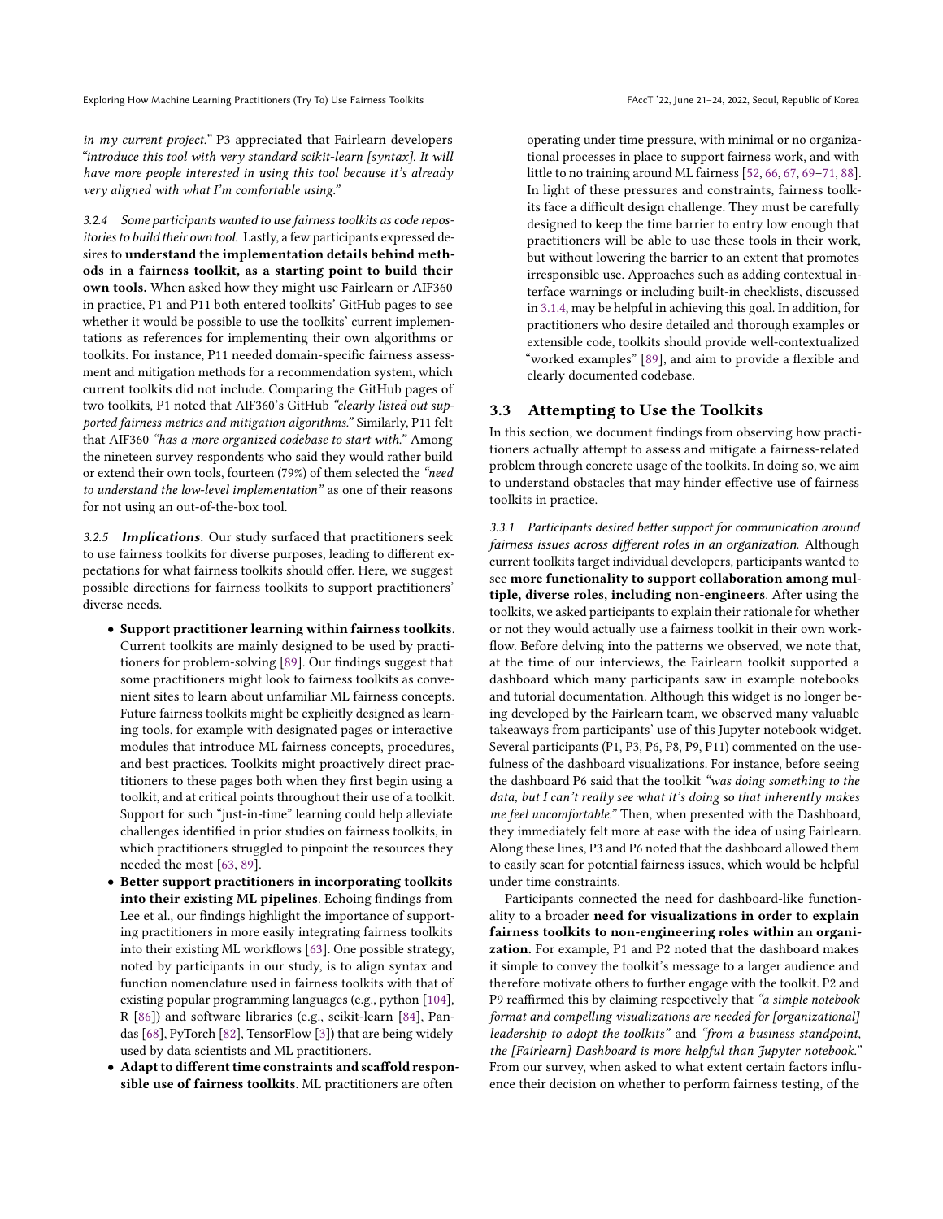*in my current project."* P3 appreciated that Fairlearn developers *"introduce this tool with very standard scikit-learn [syntax]. It will have more people interested in using this tool because it's already very aligned with what I'm comfortable using."*

*3.2.4 Some participants wanted to use fairness toolkits as code repositories to build their own tool.* Lastly, a few participants expressed desires to **understand the implementation details behind methods in a fairness toolkit, as a starting point to build their own tools.** When asked how they might use Fairlearn or AIF360 in practice, P1 and P11 both entered toolkits' GitHub pages to see whether it would be possible to use the toolkits' current implementations as references for implementing their own algorithms or toolkits. For instance, P11 needed domain-specific fairness assessment and mitigation methods for a recommendation system, which current toolkits did not include. Comparing the GitHub pages of two toolkits, P1 noted that AIF360's GitHub *"clearly listed out supported fairness metrics and mitigation algorithms."* Similarly, P11 felt that AIF360 *"has a more organized codebase to start with."* Among the nineteen survey respondents who said they would rather build or extend their own tools, fourteen (79%) of them selected the *"need to understand the low-level implementation"* as one of their reasons for not using an out-of-the-box tool.

*3.2.5* ***Implications****.* Our study surfaced that practitioners seek to use fairness toolkits for diverse purposes, leading to different expectations for what fairness toolkits should offer. Here, we suggest possible directions for fairness toolkits to support practitioners' diverse needs.

- **Support practitioner learning within fairness toolkits**. Current toolkits are mainly designed to be used by practitioners for problem-solving [89]. Our findings suggest that some practitioners might look to fairness toolkits as convenient sites to learn about unfamiliar ML fairness concepts. Future fairness toolkits might be explicitly designed as learning tools, for example with designated pages or interactive modules that introduce ML fairness concepts, procedures, and best practices. Toolkits might proactively direct practitioners to these pages both when they first begin using a toolkit, and at critical points throughout their use of a toolkit. Support for such "just-in-time" learning could help alleviate challenges identified in prior studies on fairness toolkits, in which practitioners struggled to pinpoint the resources they needed the most [63, 89].
- **Better support practitioners in incorporating toolkits into their existing ML pipelines**. Echoing findings from Lee et al., our findings highlight the importance of supporting practitioners in more easily integrating fairness toolkits into their existing ML workflows [63]. One possible strategy, noted by participants in our study, is to align syntax and function nomenclature used in fairness toolkits with that of existing popular programming languages (e.g., python [104], R [86]) and software libraries (e.g., scikit-learn [84], Pandas [68], PyTorch [82], TensorFlow [3]) that are being widely used by data scientists and ML practitioners.
- **Adapt to different time constraints and scaffold responsible use of fairness toolkits**. ML practitioners are often operating under time pressure, with minimal or no organizational processes in place to support fairness work, and with little to no training around ML fairness [52, 66, 67, 69–71, 88]. In light of these pressures and constraints, fairness toolkits face a difficult design challenge. They must be carefully designed to keep the time barrier to entry low enough that practitioners will be able to use these tools in their work, but without lowering the barrier to an extent that promotes irresponsible use. Approaches such as adding contextual interface warnings or including built-in checklists, discussed in 3.1.4, may be helpful in achieving this goal. In addition, for practitioners who desire detailed and thorough examples or extensible code, toolkits should provide well-contextualized "worked examples" [89], and aim to provide a flexible and clearly documented codebase.

## 3.3 Attempting to Use the Toolkits

In this section, we document findings from observing how practitioners actually attempt to assess and mitigate a fairness-related problem through concrete usage of the toolkits. In doing so, we aim to understand obstacles that may hinder effective use of fairness toolkits in practice.

*3.3.1 Participants desired better support for communication around fairness issues across different roles in an organization.* Although current toolkits target individual developers, participants wanted to see **more functionality to support collaboration among multiple, diverse roles, including non-engineers**. After using the toolkits, we asked participants to explain their rationale for whether or not they would actually use a fairness toolkit in their own workflow. Before delving into the patterns we observed, we note that, at the time of our interviews, the Fairlearn toolkit supported a dashboard which many participants saw in example notebooks and tutorial documentation. Although this widget is no longer being developed by the Fairlearn team, we observed many valuable takeaways from participants' use of this Jupyter notebook widget. Several participants (P1, P3, P6, P8, P9, P11) commented on the usefulness of the dashboard visualizations. For instance, before seeing the dashboard P6 said that the toolkit *"was doing something to the data, but I can't really see what it's doing so that inherently makes me feel uncomfortable."* Then, when presented with the Dashboard, they immediately felt more at ease with the idea of using Fairlearn. Along these lines, P3 and P6 noted that the dashboard allowed them to easily scan for potential fairness issues, which would be helpful under time constraints.

Participants connected the need for dashboard-like functionality to a broader **need for visualizations in order to explain fairness toolkits to non-engineering roles within an organization.** For example, P1 and P2 noted that the dashboard makes it simple to convey the toolkit's message to a larger audience and therefore motivate others to further engage with the toolkit. P2 and P9 reaffirmed this by claiming respectively that *"a simple notebook format and compelling visualizations are needed for [organizational] leadership to adopt the toolkits"* and *"from a business standpoint, the [Fairlearn] Dashboard is more helpful than Jupyter notebook."* From our survey, when asked to what extent certain factors influence their decision on whether to perform fairness testing, of the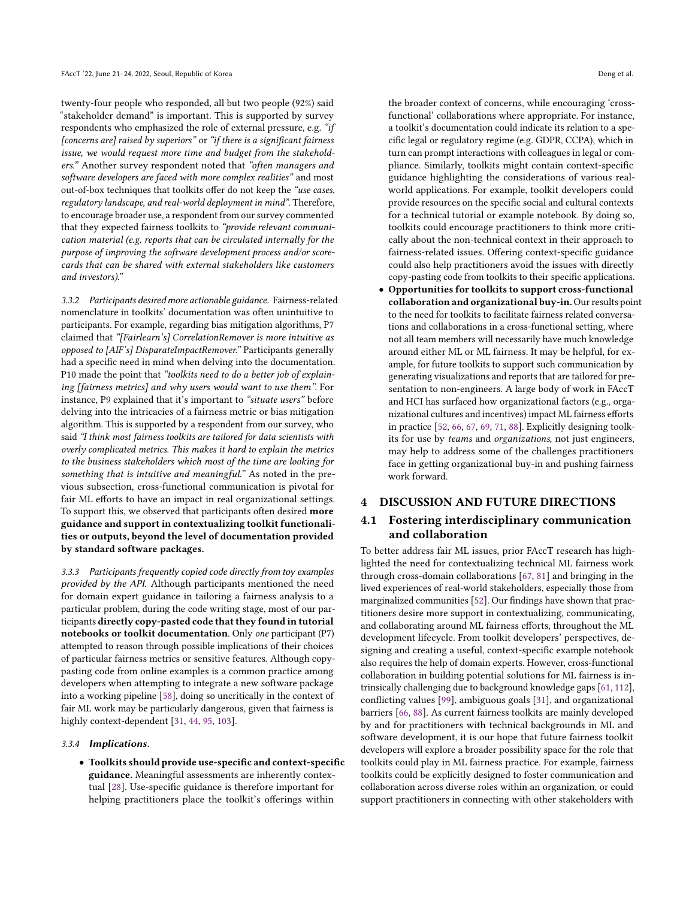twenty-four people who responded, all but two people (92%) said "stakeholder demand" is important. This is supported by survey respondents who emphasized the role of external pressure, e.g. *"if [concerns are] raised by superiors"* or *"if there is a significant fairness issue, we would request more time and budget from the stakeholders."* Another survey respondent noted that *"often managers and software developers are faced with more complex realities"* and most out-of-box techniques that toolkits offer do not keep the *"use cases, regulatory landscape, and real-world deployment in mind"*. Therefore, to encourage broader use, a respondent from our survey commented that they expected fairness toolkits to *"provide relevant communication material (e.g. reports that can be circulated internally for the purpose of improving the software development process and/or scorecards that can be shared with external stakeholders like customers and investors)."*

*3.3.2 Participants desired more actionable guidance.* Fairness-related nomenclature in toolkits' documentation was often unintuitive to participants. For example, regarding bias mitigation algorithms, P7 claimed that *"[Fairlearn's] CorrelationRemover is more intuitive as opposed to [AIF's] DisparateImpactRemover."* Participants generally had a specific need in mind when delving into the documentation. P10 made the point that *"toolkits need to do a better job of explaining [fairness metrics] and why users would want to use them"*. For instance, P9 explained that it's important to *"situate users"* before delving into the intricacies of a fairness metric or bias mitigation algorithm. This is supported by a respondent from our survey, who said *"I think most fairness toolkits are tailored for data scientists with overly complicated metrics. This makes it hard to explain the metrics to the business stakeholders which most of the time are looking for something that is intuitive and meaningful."* As noted in the previous subsection, cross-functional communication is pivotal for fair ML efforts to have an impact in real organizational settings. To support this, we observed that participants often desired **more guidance and support in contextualizing toolkit functionalities or outputs, beyond the level of documentation provided by standard software packages.**

*3.3.3 Participants frequently copied code directly from toy examples provided by the API.* Although participants mentioned the need for domain expert guidance in tailoring a fairness analysis to a particular problem, during the code writing stage, most of our participants **directly copy-pasted code that they found in tutorial notebooks or toolkit documentation**. Only *one* participant (P7) attempted to reason through possible implications of their choices of particular fairness metrics or sensitive features. Although copy-pasting code from online examples is a common practice among developers when attempting to integrate a new software package into a working pipeline [58], doing so uncritically in the context of fair ML work may be particularly dangerous, given that fairness is highly context-dependent [31, 44, 95, 103].

*3.3.4* ***Implications.***

- **Toolkits should provide use-specific and context-specific guidance.** Meaningful assessments are inherently contextual [28]. Use-specific guidance is therefore important for helping practitioners place the toolkit's offerings within the broader context of concerns, while encouraging 'cross-functional' collaborations where appropriate. For instance, a toolkit's documentation could indicate its relation to a specific legal or regulatory regime (e.g. GDPR, CCPA), which in turn can prompt interactions with colleagues in legal or compliance. Similarly, toolkits might contain context-specific guidance highlighting the considerations of various real-world applications. For example, toolkit developers could provide resources on the specific social and cultural contexts for a technical tutorial or example notebook. By doing so, toolkits could encourage practitioners to think more critically about the non-technical context in their approach to fairness-related issues. Offering context-specific guidance could also help practitioners avoid the issues with directly copy-pasting code from toolkits to their specific applications.
- **Opportunities for toolkits to support cross-functional collaboration and organizational buy-in.** Our results point to the need for toolkits to facilitate fairness related conversations and collaborations in a cross-functional setting, where not all team members will necessarily have much knowledge around either ML or ML fairness. It may be helpful, for example, for future toolkits to support such communication by generating visualizations and reports that are tailored for presentation to non-engineers. A large body of work in FAccT and HCI has surfaced how organizational factors (e.g., organizational cultures and incentives) impact ML fairness efforts in practice [52, 66, 67, 69, 71, 88]. Explicitly designing toolkits for use by *teams* and *organizations*, not just engineers, may help to address some of the challenges practitioners face in getting organizational buy-in and pushing fairness work forward.

# 4 DISCUSSION AND FUTURE DIRECTIONS

## 4.1 Fostering interdisciplinary communication and collaboration

To better address fair ML issues, prior FAccT research has highlighted the need for contextualizing technical ML fairness work through cross-domain collaborations [67, 81] and bringing in the lived experiences of real-world stakeholders, especially those from marginalized communities [52]. Our findings have shown that practitioners desire more support in contextualizing, communicating, and collaborating around ML fairness efforts, throughout the ML development lifecycle. From toolkit developers' perspectives, designing and creating a useful, context-specific example notebook also requires the help of domain experts. However, cross-functional collaboration in building potential solutions for ML fairness is intrinsically challenging due to background knowledge gaps [61, 112], conflicting values [99], ambiguous goals [31], and organizational barriers [66, 88]. As current fairness toolkits are mainly developed by and for practitioners with technical backgrounds in ML and software development, it is our hope that future fairness toolkit developers will explore a broader possibility space for the role that toolkits could play in ML fairness practice. For example, fairness toolkits could be explicitly designed to foster communication and collaboration across diverse roles within an organization, or could support practitioners in connecting with other stakeholders with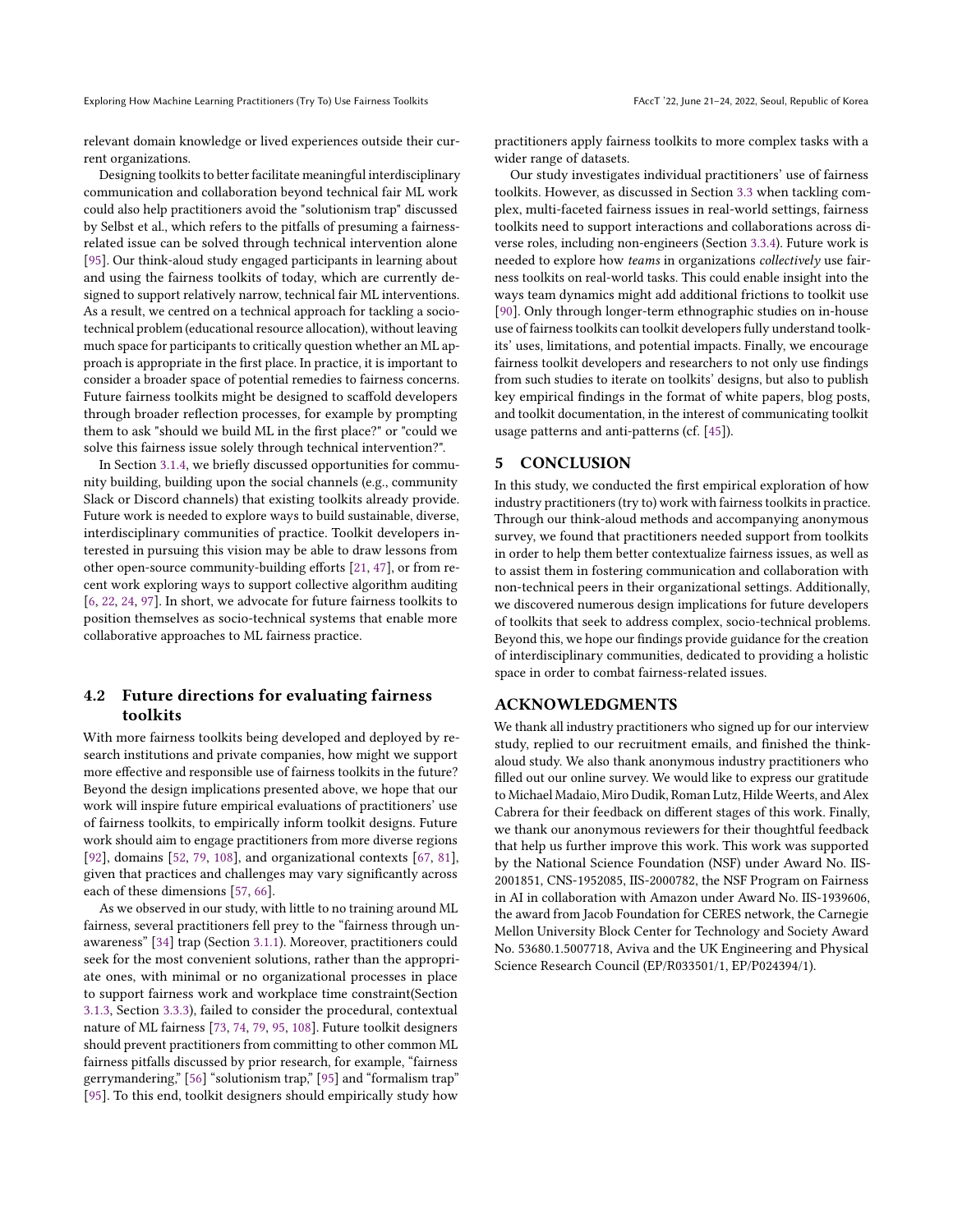relevant domain knowledge or lived experiences outside their current organizations.

Designing toolkits to better facilitate meaningful interdisciplinary communication and collaboration beyond technical fair ML work could also help practitioners avoid the "solutionism trap" discussed by Selbst et al., which refers to the pitfalls of presuming a fairness-related issue can be solved through technical intervention alone [95]. Our think-aloud study engaged participants in learning about and using the fairness toolkits of today, which are currently designed to support relatively narrow, technical fair ML interventions. As a result, we centred on a technical approach for tackling a socio-technical problem (educational resource allocation), without leaving much space for participants to critically question whether an ML approach is appropriate in the first place. In practice, it is important to consider a broader space of potential remedies to fairness concerns. Future fairness toolkits might be designed to scaffold developers through broader reflection processes, for example by prompting them to ask "should we build ML in the first place?" or "could we solve this fairness issue solely through technical intervention?".

In Section 3.1.4, we briefly discussed opportunities for community building, building upon the social channels (e.g., community Slack or Discord channels) that existing toolkits already provide. Future work is needed to explore ways to build sustainable, diverse, interdisciplinary communities of practice. Toolkit developers interested in pursuing this vision may be able to draw lessons from other open-source community-building efforts [21, 47], or from recent work exploring ways to support collective algorithm auditing [6, 22, 24, 97]. In short, we advocate for future fairness toolkits to position themselves as socio-technical systems that enable more collaborative approaches to ML fairness practice.

## 4.2 Future directions for evaluating fairness toolkits

With more fairness toolkits being developed and deployed by research institutions and private companies, how might we support more effective and responsible use of fairness toolkits in the future? Beyond the design implications presented above, we hope that our work will inspire future empirical evaluations of practitioners' use of fairness toolkits, to empirically inform toolkit designs. Future work should aim to engage practitioners from more diverse regions [92], domains [52, 79, 108], and organizational contexts [67, 81], given that practices and challenges may vary significantly across each of these dimensions [57, 66].

As we observed in our study, with little to no training around ML fairness, several practitioners fell prey to the "fairness through unawareness" [34] trap (Section 3.1.1). Moreover, practitioners could seek for the most convenient solutions, rather than the appropriate ones, with minimal or no organizational processes in place to support fairness work and workplace time constraint(Section 3.1.3, Section 3.3.3), failed to consider the procedural, contextual nature of ML fairness [73, 74, 79, 95, 108]. Future toolkit designers should prevent practitioners from committing to other common ML fairness pitfalls discussed by prior research, for example, "fairness gerrymandering," [56] "solutionism trap," [95] and "formalism trap" [95]. To this end, toolkit designers should empirically study how practitioners apply fairness toolkits to more complex tasks with a wider range of datasets.

Our study investigates individual practitioners' use of fairness toolkits. However, as discussed in Section 3.3 when tackling complex, multi-faceted fairness issues in real-world settings, fairness toolkits need to support interactions and collaborations across diverse roles, including non-engineers (Section 3.3.4). Future work is needed to explore how *teams* in organizations *collectively* use fairness toolkits on real-world tasks. This could enable insight into the ways team dynamics might add additional frictions to toolkit use [90]. Only through longer-term ethnographic studies on in-house use of fairness toolkits can toolkit developers fully understand toolkits' uses, limitations, and potential impacts. Finally, we encourage fairness toolkit developers and researchers to not only use findings from such studies to iterate on toolkits' designs, but also to publish key empirical findings in the format of white papers, blog posts, and toolkit documentation, in the interest of communicating toolkit usage patterns and anti-patterns (cf. [45]).

# 5 CONCLUSION

In this study, we conducted the first empirical exploration of how industry practitioners (try to) work with fairness toolkits in practice. Through our think-aloud methods and accompanying anonymous survey, we found that practitioners needed support from toolkits in order to help them better contextualize fairness issues, as well as to assist them in fostering communication and collaboration with non-technical peers in their organizational settings. Additionally, we discovered numerous design implications for future developers of toolkits that seek to address complex, socio-technical problems. Beyond this, we hope our findings provide guidance for the creation of interdisciplinary communities, dedicated to providing a holistic space in order to combat fairness-related issues.

# ACKNOWLEDGMENTS

We thank all industry practitioners who signed up for our interview study, replied to our recruitment emails, and finished the think-aloud study. We also thank anonymous industry practitioners who filled out our online survey. We would like to express our gratitude to Michael Madaio, Miro Dudik, Roman Lutz, Hilde Weerts, and Alex Cabrera for their feedback on different stages of this work. Finally, we thank our anonymous reviewers for their thoughtful feedback that help us further improve this work. This work was supported by the National Science Foundation (NSF) under Award No. IIS-2001851, CNS-1952085, IIS-2000782, the NSF Program on Fairness in AI in collaboration with Amazon under Award No. IIS-1939606, the award from Jacob Foundation for CERES network, the Carnegie Mellon University Block Center for Technology and Society Award No. 53680.1.5007718, Aviva and the UK Engineering and Physical Science Research Council (EP/R033501/1, EP/P024394/1).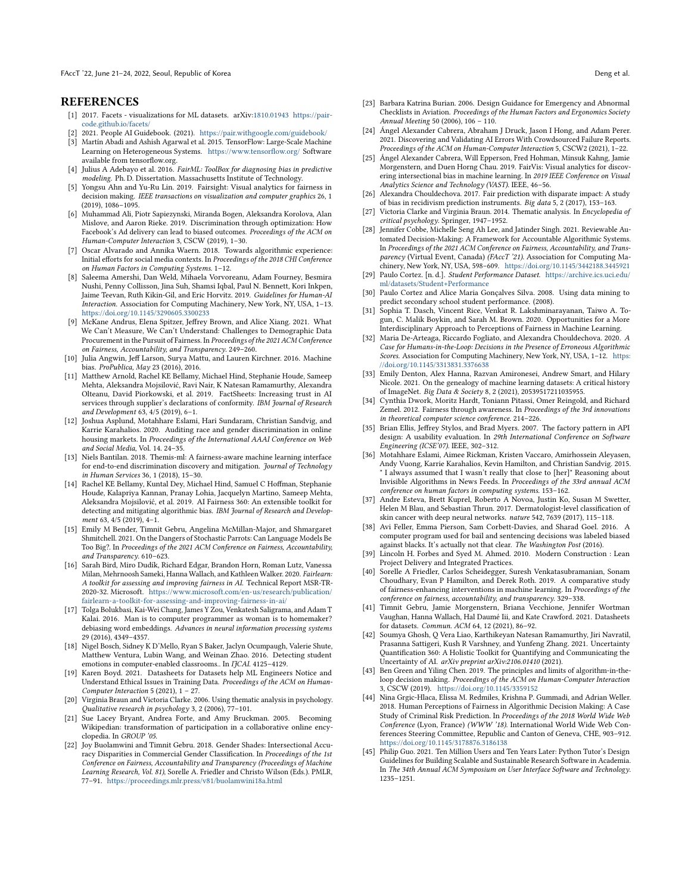## REFERENCES

[1] 2017. Facets - visualizations for ML datasets. arXiv:1810.01943 https://pair-code.github.io/facets/

[2] 2021. People AI Guidebook. (2021). https://pair.withgoogle.com/guidebook/

[3] Martín Abadi and Ashish Agarwal et al. 2015. TensorFlow: Large-Scale Machine Learning on Heterogeneous Systems. https://www.tensorflow.org/ Software available from tensorflow.org.

[4] Julius A Adebayo et al. 2016. *FairML: ToolBox for diagnosing bias in predictive modeling.* Ph. D. Dissertation. Massachusetts Institute of Technology.

[5] Yongsu Ahn and Yu-Ru Lin. 2019. Fairsight: Visual analytics for fairness in decision making. *IEEE transactions on visualization and computer graphics* 26, 1 (2019), 1086–1095.

[6] Muhammad Ali, Piotr Sapiezynski, Miranda Bogen, Aleksandra Korolova, Alan Mislove, and Aaron Rieke. 2019. Discrimination through optimization: How Facebook's Ad delivery can lead to biased outcomes. *Proceedings of the ACM on Human-Computer Interaction* 3, CSCW (2019), 1–30.

[7] Oscar Alvarado and Annika Waern. 2018. Towards algorithmic experience: Initial efforts for social media contexts. In *Proceedings of the 2018 CHI Conference on Human Factors in Computing Systems*. 1–12.

[8] Saleema Amershi, Dan Weld, Mihaela Vorvoreanu, Adam Fourney, Besmira Nushi, Penny Collisson, Jina Suh, Shamsi Iqbal, Paul N. Bennett, Kori Inkpen, Jaime Teevan, Ruth Kikin-Gil, and Eric Horvitz. 2019. *Guidelines for Human-AI Interaction.* Association for Computing Machinery, New York, NY, USA, 1–13. https://doi.org/10.1145/3290605.3300233

[9] McKane Andrus, Elena Spitzer, Jeffrey Brown, and Alice Xiang. 2021. What We Can't Measure, We Can't Understand: Challenges to Demographic Data Procurement in the Pursuit of Fairness. In *Proceedings of the 2021 ACM Conference on Fairness, Accountability, and Transparency*. 249–260.

[10] Julia Angwin, Jeff Larson, Surya Mattu, and Lauren Kirchner. 2016. Machine bias. *ProPublica, May* 23 (2016), 2016.

[11] Matthew Arnold, Rachel KE Bellamy, Michael Hind, Stephanie Houde, Sameep Mehta, Aleksandra Mojsilović, Ravi Nair, K Natesan Ramamurthy, Alexandra Olteanu, David Piorkowski, et al. 2019. FactSheets: Increasing trust in AI services through supplier's declarations of conformity. *IBM Journal of Research and Development* 63, 4/5 (2019), 6–1.

[12] Joshua Asplund, Motahhare Eslami, Hari Sundaram, Christian Sandvig, and Karrie Karahalios. 2020. Auditing race and gender discrimination in online housing markets. In *Proceedings of the International AAAI Conference on Web and Social Media*, Vol. 14. 24–35.

[13] Niels Bantilan. 2018. Themis-ml: A fairness-aware machine learning interface for end-to-end discrimination discovery and mitigation. *Journal of Technology in Human Services* 36, 1 (2018), 15–30.

[14] Rachel KE Bellamy, Kuntal Dey, Michael Hind, Samuel C Hoffman, Stephanie Houde, Kalapriya Kannan, Pranay Lohia, Jacquelyn Martino, Sameep Mehta, Aleksandra Mojsilović, et al. 2019. AI Fairness 360: An extensible toolkit for detecting and mitigating algorithmic bias. *IBM Journal of Research and Development* 63, 4/5 (2019), 4–1.

[15] Emily M Bender, Timnit Gebru, Angelina McMillan-Major, and Shmargaret Shmitchell. 2021. On the Dangers of Stochastic Parrots: Can Language Models Be Too Big?. In *Proceedings of the 2021 ACM Conference on Fairness, Accountability, and Transparency*. 610–623.

[16] Sarah Bird, Miro Dudík, Richard Edgar, Brandon Horn, Roman Lutz, Vanessa Milan, Mehrnoosh Sameki, Hanna Wallach, and Kathleen Walker. 2020. *Fairlearn: A toolkit for assessing and improving fairness in AI.* Technical Report MSR-TR-2020-32. Microsoft. https://www.microsoft.com/en-us/research/publication/fairlearn-a-toolkit-for-assessing-and-improving-fairness-in-ai/

[17] Tolga Bolukbasi, Kai-Wei Chang, James Y Zou, Venkatesh Saligrama, and Adam T Kalai. 2016. Man is to computer programmer as woman is to homemaker? debiasing word embeddings. *Advances in neural information processing systems* 29 (2016), 4349–4357.

[18] Nigel Bosch, Sidney K D'Mello, Ryan S Baker, Jaclyn Ocumpaugh, Valerie Shute, Matthew Ventura, Lubin Wang, and Weinan Zhao. 2016. Detecting student emotions in computer-enabled classrooms.. In *IJCAI*. 4125–4129.

[19] Karen Boyd. 2021. Datasheets for Datasets help ML Engineers Notice and Understand Ethical Issues in Training Data. *Proceedings of the ACM on Human-Computer Interaction* 5 (2021), 1 – 27.

[20] Virginia Braun and Victoria Clarke. 2006. Using thematic analysis in psychology. *Qualitative research in psychology* 3, 2 (2006), 77–101.

[21] Sue Lacey Bryant, Andrea Forte, and Amy Bruckman. 2005. Becoming Wikipedian: transformation of participation in a collaborative online encyclopedia. In *GROUP '05*.

[22] Joy Buolamwini and Timnit Gebru. 2018. Gender Shades: Intersectional Accuracy Disparities in Commercial Gender Classification. In *Proceedings of the 1st Conference on Fairness, Accountability and Transparency (Proceedings of Machine Learning Research, Vol. 81)*, Sorelle A. Friedler and Christo Wilson (Eds.). PMLR, 77–91. https://proceedings.mlr.press/v81/buolamwini18a.html

[23] Barbara Katrina Burian. 2006. Design Guidance for Emergency and Abnormal Checklists in Aviation. *Proceedings of the Human Factors and Ergonomics Society Annual Meeting* 50 (2006), 106 – 110.

[24] Ángel Alexander Cabrera, Abraham J Druck, Jason I Hong, and Adam Perer. 2021. Discovering and Validating AI Errors With Crowdsourced Failure Reports. *Proceedings of the ACM on Human-Computer Interaction* 5, CSCW2 (2021), 1–22.

[25] Ángel Alexander Cabrera, Will Epperson, Fred Hohman, Minsuk Kahng, Jamie Morgenstern, and Duen Horng Chau. 2019. FairVis: Visual analytics for discovering intersectional bias in machine learning. In *2019 IEEE Conference on Visual Analytics Science and Technology (VAST)*. IEEE, 46–56.

[26] Alexandra Chouldechova. 2017. Fair prediction with disparate impact: A study of bias in recidivism prediction instruments. *Big data* 5, 2 (2017), 153–163.

[27] Victoria Clarke and Virginia Braun. 2014. Thematic analysis. In *Encyclopedia of critical psychology*. Springer, 1947–1952.

[28] Jennifer Cobbe, Michelle Seng Ah Lee, and Jatinder Singh. 2021. Reviewable Automated Decision-Making: A Framework for Accountable Algorithmic Systems. In *Proceedings of the 2021 ACM Conference on Fairness, Accountability, and Transparency* (Virtual Event, Canada) *(FAccT '21)*. Association for Computing Machinery, New York, NY, USA, 598–609. https://doi.org/10.1145/3442188.3445921

[29] Paulo Cortez. [n. d.]. *Student Performance Dataset.* https://archive.ics.uci.edu/ml/datasets/Student+Performance

[30] Paulo Cortez and Alice Maria Gonçalves Silva. 2008. Using data mining to predict secondary school student performance. (2008).

[31] Sophia T. Dasch, Vincent Rice, Venkat R. Lakshminarayanan, Taiwo A. Togun, C. Malik Boykin, and Sarah M. Brown. 2020. Opportunities for a More Interdisciplinary Approach to Perceptions of Fairness in Machine Learning.

[32] Maria De-Arteaga, Riccardo Fogliato, and Alexandra Chouldechova. 2020. *A Case for Humans-in-the-Loop: Decisions in the Presence of Erroneous Algorithmic Scores.* Association for Computing Machinery, New York, NY, USA, 1–12. https://doi.org/10.1145/3313831.3376638

[33] Emily Denton, Alex Hanna, Razvan Amironesei, Andrew Smart, and Hilary Nicole. 2021. On the genealogy of machine learning datasets: A critical history of ImageNet. *Big Data & Society* 8, 2 (2021), 20539517211035955.

[34] Cynthia Dwork, Moritz Hardt, Toniann Pitassi, Omer Reingold, and Richard Zemel. 2012. Fairness through awareness. In *Proceedings of the 3rd innovations in theoretical computer science conference*. 214–226.

[35] Brian Ellis, Jeffrey Stylos, and Brad Myers. 2007. The factory pattern in API design: A usability evaluation. In *29th International Conference on Software Engineering (ICSE'07)*. IEEE, 302–312.

[36] Motahhare Eslami, Aimee Rickman, Kristen Vaccaro, Amirhossein Aleyasen, Andy Vuong, Karrie Karahalios, Kevin Hamilton, and Christian Sandvig. 2015. " I always assumed that I wasn't really that close to [her]" Reasoning about Invisible Algorithms in News Feeds. In *Proceedings of the 33rd annual ACM conference on human factors in computing systems*. 153–162.

[37] Andre Esteva, Brett Kuprel, Roberto A Novoa, Justin Ko, Susan M Swetter, Helen M Blau, and Sebastian Thrun. 2017. Dermatologist-level classification of skin cancer with deep neural networks. *nature* 542, 7639 (2017), 115–118.

[38] Avi Feller, Emma Pierson, Sam Corbett-Davies, and Sharad Goel. 2016. A computer program used for bail and sentencing decisions was labeled biased against blacks. It's actually not that clear. *The Washington Post* (2016).

[39] Lincoln H. Forbes and Syed M. Ahmed. 2010. Modern Construction : Lean Project Delivery and Integrated Practices.

[40] Sorelle A Friedler, Carlos Scheidegger, Suresh Venkatasubramanian, Sonam Choudhary, Evan P Hamilton, and Derek Roth. 2019. A comparative study of fairness-enhancing interventions in machine learning. In *Proceedings of the conference on fairness, accountability, and transparency*. 329–338.

[41] Timnit Gebru, Jamie Morgenstern, Briana Vecchione, Jennifer Wortman Vaughan, Hanna Wallach, Hal Daumé Iii, and Kate Crawford. 2021. Datasheets for datasets. *Commun. ACM* 64, 12 (2021), 86–92.

[42] Soumya Ghosh, Q Vera Liao, Karthikeyan Natesan Ramamurthy, Jiri Navratil, Prasanna Sattigeri, Kush R Varshney, and Yunfeng Zhang. 2021. Uncertainty Quantification 360: A Holistic Toolkit for Quantifying and Communicating the Uncertainty of AI. *arXiv preprint arXiv:2106.01410* (2021).

[43] Ben Green and Yiling Chen. 2019. The principles and limits of algorithm-in-the-loop decision making. *Proceedings of the ACM on Human-Computer Interaction* 3, CSCW (2019). https://doi.org/10.1145/3359152

[44] Nina Grgic-Hlaca, Elissa M. Redmiles, Krishna P. Gummadi, and Adrian Weller. 2018. Human Perceptions of Fairness in Algorithmic Decision Making: A Case Study of Criminal Risk Prediction. In *Proceedings of the 2018 World Wide Web Conference* (Lyon, France) *(WWW '18)*. International World Wide Web Conferences Steering Committee, Republic and Canton of Geneva, CHE, 903–912. https://doi.org/10.1145/3178876.3186138

[45] Philip Guo. 2021. Ten Million Users and Ten Years Later: Python Tutor's Design Guidelines for Building Scalable and Sustainable Research Software in Academia. In *The 34th Annual ACM Symposium on User Interface Software and Technology*. 1235–1251.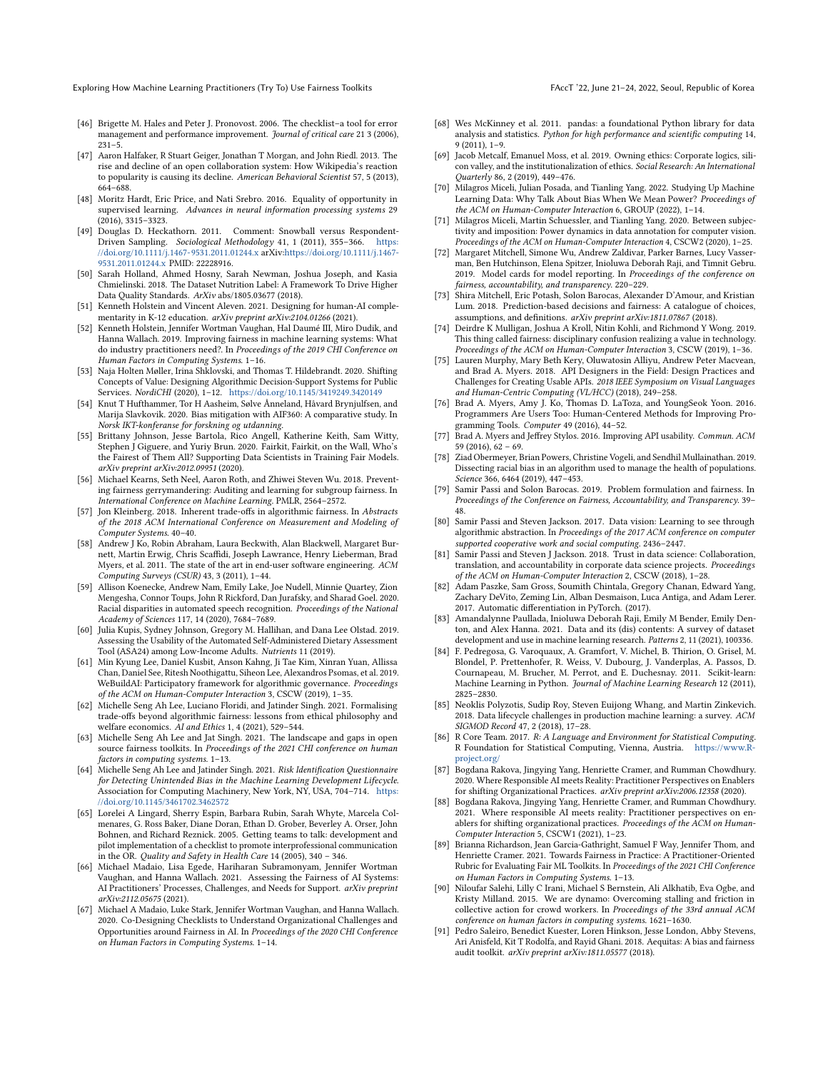[46] Brigette M. Hales and Peter J. Pronovost. 2006. The checklist–a tool for error management and performance improvement. *Journal of critical care* 21 3 (2006), 231–5.

[47] Aaron Halfaker, R Stuart Geiger, Jonathan T Morgan, and John Riedl. 2013. The rise and decline of an open collaboration system: How Wikipedia's reaction to popularity is causing its decline. *American Behavioral Scientist* 57, 5 (2013), 664–688.

[48] Moritz Hardt, Eric Price, and Nati Srebro. 2016. Equality of opportunity in supervised learning. *Advances in neural information processing systems* 29 (2016), 3315–3323.

[49] Douglas D. Heckathorn. 2011. Comment: Snowball versus Respondent-Driven Sampling. *Sociological Methodology* 41, 1 (2011), 355–366. https://doi.org/10.1111/j.1467-9531.2011.01244.x arXiv:https://doi.org/10.1111/j.1467-9531.2011.01244.x PMID: 22228916.

[50] Sarah Holland, Ahmed Hosny, Sarah Newman, Joshua Joseph, and Kasia Chmielinski. 2018. The Dataset Nutrition Label: A Framework To Drive Higher Data Quality Standards. *ArXiv* abs/1805.03677 (2018).

[51] Kenneth Holstein and Vincent Aleven. 2021. Designing for human-AI complementarity in K-12 education. *arXiv preprint arXiv:2104.01266* (2021).

[52] Kenneth Holstein, Jennifer Wortman Vaughan, Hal Daumé III, Miro Dudik, and Hanna Wallach. 2019. Improving fairness in machine learning systems: What do industry practitioners need?. In *Proceedings of the 2019 CHI Conference on Human Factors in Computing Systems*. 1–16.

[53] Naja Holten Møller, Irina Shklovski, and Thomas T. Hildebrandt. 2020. Shifting Concepts of Value: Designing Algorithmic Decision-Support Systems for Public Services. *NordiCHI* (2020), 1–12. https://doi.org/10.1145/3419249.3420149

[54] Knut T Hufthammer, Tor H Aasheim, Sølve Ånneland, Håvard Brynjulfsen, and Marija Slavkovik. 2020. Bias mitigation with AIF360: A comparative study. In *Norsk IKT-konferanse for forskning og utdanning*.

[55] Brittany Johnson, Jesse Bartola, Rico Angell, Katherine Keith, Sam Witty, Stephen J Giguere, and Yuriy Brun. 2020. Fairkit, Fairkit, on the Wall, Who's the Fairest of Them All? Supporting Data Scientists in Training Fair Models. *arXiv preprint arXiv:2012.09951* (2020).

[56] Michael Kearns, Seth Neel, Aaron Roth, and Zhiwei Steven Wu. 2018. Preventing fairness gerrymandering: Auditing and learning for subgroup fairness. In *International Conference on Machine Learning*. PMLR, 2564–2572.

[57] Jon Kleinberg. 2018. Inherent trade-offs in algorithmic fairness. In *Abstracts of the 2018 ACM International Conference on Measurement and Modeling of Computer Systems*. 40–40.

[58] Andrew J Ko, Robin Abraham, Laura Beckwith, Alan Blackwell, Margaret Burnett, Martin Erwig, Chris Scaffidi, Joseph Lawrance, Henry Lieberman, Brad Myers, et al. 2011. The state of the art in end-user software engineering. *ACM Computing Surveys (CSUR)* 43, 3 (2011), 1–44.

[59] Allison Koenecke, Andrew Nam, Emily Lake, Joe Nudell, Minnie Quartey, Zion Mengesha, Connor Toups, John R Rickford, Dan Jurafsky, and Sharad Goel. 2020. Racial disparities in automated speech recognition. *Proceedings of the National Academy of Sciences* 117, 14 (2020), 7684–7689.

[60] Julia Kupis, Sydney Johnson, Gregory M. Hallihan, and Dana Lee Olstad. 2019. Assessing the Usability of the Automated Self-Administered Dietary Assessment Tool (ASA24) among Low-Income Adults. *Nutrients* 11 (2019).

[61] Min Kyung Lee, Daniel Kusbit, Anson Kahng, Ji Tae Kim, Xinran Yuan, Allissa Chan, Daniel See, Ritesh Noothigattu, Siheon Lee, Alexandros Psomas, et al. 2019. WeBuildAI: Participatory framework for algorithmic governance. *Proceedings of the ACM on Human-Computer Interaction* 3, CSCW (2019), 1–35.

[62] Michelle Seng Ah Lee, Luciano Floridi, and Jatinder Singh. 2021. Formalising trade-offs beyond algorithmic fairness: lessons from ethical philosophy and welfare economics. *AI and Ethics* 1, 4 (2021), 529–544.

[63] Michelle Seng Ah Lee and Jat Singh. 2021. The landscape and gaps in open source fairness toolkits. In *Proceedings of the 2021 CHI conference on human factors in computing systems*. 1–13.

[64] Michelle Seng Ah Lee and Jatinder Singh. 2021. *Risk Identification Questionnaire for Detecting Unintended Bias in the Machine Learning Development Lifecycle*. Association for Computing Machinery, New York, NY, USA, 704–714. https://doi.org/10.1145/3461702.3462572

[65] Lorelei A Lingard, Sherry Espin, Barbara Rubin, Sarah Whyte, Marcela Colmenares, G. Ross Baker, Diane Doran, Ethan D. Grober, Beverley A. Orser, John Bohnen, and Richard Reznick. 2005. Getting teams to talk: development and pilot implementation of a checklist to promote interprofessional communication in the OR. *Quality and Safety in Health Care* 14 (2005), 340 – 346.

[66] Michael Madaio, Lisa Egede, Hariharan Subramonyam, Jennifer Wortman Vaughan, and Hanna Wallach. 2021. Assessing the Fairness of AI Systems: AI Practitioners' Processes, Challenges, and Needs for Support. *arXiv preprint arXiv:2112.05675* (2021).

[67] Michael A Madaio, Luke Stark, Jennifer Wortman Vaughan, and Hanna Wallach. 2020. Co-Designing Checklists to Understand Organizational Challenges and Opportunities around Fairness in AI. In *Proceedings of the 2020 CHI Conference on Human Factors in Computing Systems*. 1–14.

[68] Wes McKinney et al. 2011. pandas: a foundational Python library for data analysis and statistics. *Python for high performance and scientific computing* 14, 9 (2011), 1–9.

[69] Jacob Metcalf, Emanuel Moss, et al. 2019. Owning ethics: Corporate logics, silicon valley, and the institutionalization of ethics. *Social Research: An International Quarterly* 86, 2 (2019), 449–476.

[70] Milagros Miceli, Julian Posada, and Tianling Yang. 2022. Studying Up Machine Learning Data: Why Talk About Bias When We Mean Power? *Proceedings of the ACM on Human-Computer Interaction* 6, GROUP (2022), 1–14.

[71] Milagros Miceli, Martin Schuessler, and Tianling Yang. 2020. Between subjectivity and imposition: Power dynamics in data annotation for computer vision. *Proceedings of the ACM on Human-Computer Interaction* 4, CSCW2 (2020), 1–25.

[72] Margaret Mitchell, Simone Wu, Andrew Zaldivar, Parker Barnes, Lucy Vasserman, Ben Hutchinson, Elena Spitzer, Inioluwa Deborah Raji, and Timnit Gebru. 2019. Model cards for model reporting. In *Proceedings of the conference on fairness, accountability, and transparency*. 220–229.

[73] Shira Mitchell, Eric Potash, Solon Barocas, Alexander D'Amour, and Kristian Lum. 2018. Prediction-based decisions and fairness: A catalogue of choices, assumptions, and definitions. *arXiv preprint arXiv:1811.07867* (2018).

[74] Deirdre K Mulligan, Joshua A Kroll, Nitin Kohli, and Richmond Y Wong. 2019. This thing called fairness: disciplinary confusion realizing a value in technology. *Proceedings of the ACM on Human-Computer Interaction* 3, CSCW (2019), 1–36.

[75] Lauren Murphy, Mary Beth Kery, Oluwatosin Alliyu, Andrew Peter Macvean, and Brad A. Myers. 2018. API Designers in the Field: Design Practices and Challenges for Creating Usable APIs. *2018 IEEE Symposium on Visual Languages and Human-Centric Computing (VL/HCC)* (2018), 249–258.

[76] Brad A. Myers, Amy J. Ko, Thomas D. LaToza, and YoungSeok Yoon. 2016. Programmers Are Users Too: Human-Centered Methods for Improving Programming Tools. *Computer* 49 (2016), 44–52.

[77] Brad A. Myers and Jeffrey Stylos. 2016. Improving API usability. *Commun. ACM* 59 (2016), 62 – 69.

[78] Ziad Obermeyer, Brian Powers, Christine Vogeli, and Sendhil Mullainathan. 2019. Dissecting racial bias in an algorithm used to manage the health of populations. *Science* 366, 6464 (2019), 447–453.

[79] Samir Passi and Solon Barocas. 2019. Problem formulation and fairness. In *Proceedings of the Conference on Fairness, Accountability, and Transparency*. 39–48.

[80] Samir Passi and Steven Jackson. 2017. Data vision: Learning to see through algorithmic abstraction. In *Proceedings of the 2017 ACM conference on computer supported cooperative work and social computing*. 2436–2447.

[81] Samir Passi and Steven J Jackson. 2018. Trust in data science: Collaboration, translation, and accountability in corporate data science projects. *Proceedings of the ACM on Human-Computer Interaction* 2, CSCW (2018), 1–28.

[82] Adam Paszke, Sam Gross, Soumith Chintala, Gregory Chanan, Edward Yang, Zachary DeVito, Zeming Lin, Alban Desmaison, Luca Antiga, and Adam Lerer. 2017. Automatic differentiation in PyTorch. (2017).

[83] Amandalynne Paullada, Inioluwa Deborah Raji, Emily M Bender, Emily Denton, and Alex Hanna. 2021. Data and its (dis) contents: A survey of dataset development and use in machine learning research. *Patterns* 2, 11 (2021), 100336.

[84] F. Pedregosa, G. Varoquaux, A. Gramfort, V. Michel, B. Thirion, O. Grisel, M. Blondel, P. Prettenhofer, R. Weiss, V. Dubourg, J. Vanderplas, A. Passos, D. Cournapeau, M. Brucher, M. Perrot, and E. Duchesnay. 2011. Scikit-learn: Machine Learning in Python. *Journal of Machine Learning Research* 12 (2011), 2825–2830.

[85] Neoklis Polyzotis, Sudip Roy, Steven Euijong Whang, and Martin Zinkevich. 2018. Data lifecycle challenges in production machine learning: a survey. *ACM SIGMOD Record* 47, 2 (2018), 17–28.

[86] R Core Team. 2017. *R: A Language and Environment for Statistical Computing*. R Foundation for Statistical Computing, Vienna, Austria. https://www.R-project.org/

[87] Bogdana Rakova, Jingying Yang, Henriette Cramer, and Rumman Chowdhury. 2020. Where Responsible AI meets Reality: Practitioner Perspectives on Enablers for shifting Organizational Practices. *arXiv preprint arXiv:2006.12358* (2020).

[88] Bogdana Rakova, Jingying Yang, Henriette Cramer, and Rumman Chowdhury. 2021. Where responsible AI meets reality: Practitioner perspectives on enablers for shifting organizational practices. *Proceedings of the ACM on Human-Computer Interaction* 5, CSCW1 (2021), 1–23.

[89] Brianna Richardson, Jean Garcia-Gathright, Samuel F Way, Jennifer Thom, and Henriette Cramer. 2021. Towards Fairness in Practice: A Practitioner-Oriented Rubric for Evaluating Fair ML Toolkits. In *Proceedings of the 2021 CHI Conference on Human Factors in Computing Systems*. 1–13.

[90] Niloufar Salehi, Lilly C Irani, Michael S Bernstein, Ali Alkhatib, Eva Ogbe, and Kristy Milland. 2015. We are dynamo: Overcoming stalling and friction in collective action for crowd workers. In *Proceedings of the 33rd annual ACM conference on human factors in computing systems*. 1621–1630.

[91] Pedro Saleiro, Benedict Kuester, Loren Hinkson, Jesse London, Abby Stevens, Ari Anisfeld, Kit T Rodolfa, and Rayid Ghani. 2018. Aequitas: A bias and fairness audit toolkit. *arXiv preprint arXiv:1811.05577* (2018).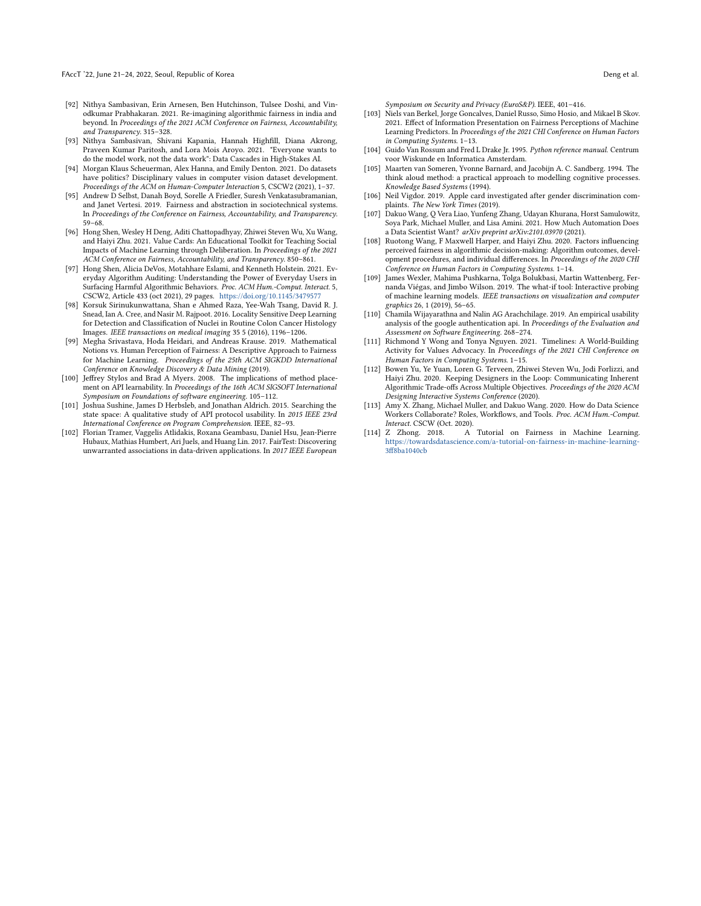- [92] Nithya Sambasivan, Erin Arnesen, Ben Hutchinson, Tulsee Doshi, and Vinodkumar Prabhakaran. 2021. Re-imagining algorithmic fairness in india and beyond. In *Proceedings of the 2021 ACM Conference on Fairness, Accountability, and Transparency*. 315–328.
- [93] Nithya Sambasivan, Shivani Kapania, Hannah Highfill, Diana Akrong, Praveen Kumar Paritosh, and Lora Mois Aroyo. 2021. "Everyone wants to do the model work, not the data work": Data Cascades in High-Stakes AI.
- [94] Morgan Klaus Scheuerman, Alex Hanna, and Emily Denton. 2021. Do datasets have politics? Disciplinary values in computer vision dataset development. *Proceedings of the ACM on Human-Computer Interaction* 5, CSCW2 (2021), 1–37.
- [95] Andrew D Selbst, Danah Boyd, Sorelle A Friedler, Suresh Venkatasubramanian, and Janet Vertesi. 2019. Fairness and abstraction in sociotechnical systems. In *Proceedings of the Conference on Fairness, Accountability, and Transparency*. 59–68.
- [96] Hong Shen, Wesley H Deng, Aditi Chattopadhyay, Zhiwei Steven Wu, Xu Wang, and Haiyi Zhu. 2021. Value Cards: An Educational Toolkit for Teaching Social Impacts of Machine Learning through Deliberation. In *Proceedings of the 2021 ACM Conference on Fairness, Accountability, and Transparency*. 850–861.
- [97] Hong Shen, Alicia DeVos, Motahhare Eslami, and Kenneth Holstein. 2021. Everyday Algorithm Auditing: Understanding the Power of Everyday Users in Surfacing Harmful Algorithmic Behaviors. *Proc. ACM Hum.-Comput. Interact.* 5, CSCW2, Article 433 (oct 2021), 29 pages. https://doi.org/10.1145/3479577
- [98] Korsuk Sirinukunwattana, Shan e Ahmed Raza, Yee-Wah Tsang, David R. J. Snead, Ian A. Cree, and Nasir M. Rajpoot. 2016. Locality Sensitive Deep Learning for Detection and Classification of Nuclei in Routine Colon Cancer Histology Images. *IEEE transactions on medical imaging* 35 5 (2016), 1196–1206.
- [99] Megha Srivastava, Hoda Heidari, and Andreas Krause. 2019. Mathematical Notions vs. Human Perception of Fairness: A Descriptive Approach to Fairness for Machine Learning. *Proceedings of the 25th ACM SIGKDD International Conference on Knowledge Discovery & Data Mining* (2019).
- [100] Jeffrey Stylos and Brad A Myers. 2008. The implications of method placement on API learnability. In *Proceedings of the 16th ACM SIGSOFT International Symposium on Foundations of software engineering*. 105–112.
- [101] Joshua Sushine, James D Herbsleb, and Jonathan Aldrich. 2015. Searching the state space: A qualitative study of API protocol usability. In *2015 IEEE 23rd International Conference on Program Comprehension*. IEEE, 82–93.
- [102] Florian Tramer, Vaggelis Atlidakis, Roxana Geambasu, Daniel Hsu, Jean-Pierre Hubaux, Mathias Humbert, Ari Juels, and Huang Lin. 2017. FairTest: Discovering unwarranted associations in data-driven applications. In *2017 IEEE European Symposium on Security and Privacy (EuroS&P)*. IEEE, 401–416.
- [103] Niels van Berkel, Jorge Goncalves, Daniel Russo, Simo Hosio, and Mikael B Skov. 2021. Effect of Information Presentation on Fairness Perceptions of Machine Learning Predictors. In *Proceedings of the 2021 CHI Conference on Human Factors in Computing Systems*. 1–13.
- [104] Guido Van Rossum and Fred L Drake Jr. 1995. *Python reference manual*. Centrum voor Wiskunde en Informatica Amsterdam.
- [105] Maarten van Someren, Yvonne Barnard, and Jacobijn A. C. Sandberg. 1994. The think aloud method: a practical approach to modelling cognitive processes. *Knowledge Based Systems* (1994).
- [106] Neil Vigdor. 2019. Apple card investigated after gender discrimination complaints. *The New York Times* (2019).
- [107] Dakuo Wang, Q Vera Liao, Yunfeng Zhang, Udayan Khurana, Horst Samulowitz, Soya Park, Michael Muller, and Lisa Amini. 2021. How Much Automation Does a Data Scientist Want? *arXiv preprint arXiv:2101.03970* (2021).
- [108] Ruotong Wang, F Maxwell Harper, and Haiyi Zhu. 2020. Factors influencing perceived fairness in algorithmic decision-making: Algorithm outcomes, development procedures, and individual differences. In *Proceedings of the 2020 CHI Conference on Human Factors in Computing Systems*. 1–14.
- [109] James Wexler, Mahima Pushkarna, Tolga Bolukbasi, Martin Wattenberg, Fernanda Viégas, and Jimbo Wilson. 2019. The what-if tool: Interactive probing of machine learning models. *IEEE transactions on visualization and computer graphics* 26, 1 (2019), 56–65.
- [110] Chamila Wijayarathna and Nalin AG Arachchilage. 2019. An empirical usability analysis of the google authentication api. In *Proceedings of the Evaluation and Assessment on Software Engineering*. 268–274.
- [111] Richmond Y Wong and Tonya Nguyen. 2021. Timelines: A World-Building Activity for Values Advocacy. In *Proceedings of the 2021 CHI Conference on Human Factors in Computing Systems*. 1–15.
- [112] Bowen Yu, Ye Yuan, Loren G. Terveen, Zhiwei Steven Wu, Jodi Forlizzi, and Haiyi Zhu. 2020. Keeping Designers in the Loop: Communicating Inherent Algorithmic Trade-offs Across Multiple Objectives. *Proceedings of the 2020 ACM Designing Interactive Systems Conference* (2020).
- [113] Amy X. Zhang, Michael Muller, and Dakuo Wang. 2020. How do Data Science Workers Collaborate? Roles, Workflows, and Tools. *Proc. ACM Hum.-Comput. Interact.* CSCW (Oct. 2020).
- [114] Z Zhong. 2018. A Tutorial on Fairness in Machine Learning. https://towardsdatascience.com/a-tutorial-on-fairness-in-machine-learning-3ff8ba1040cb